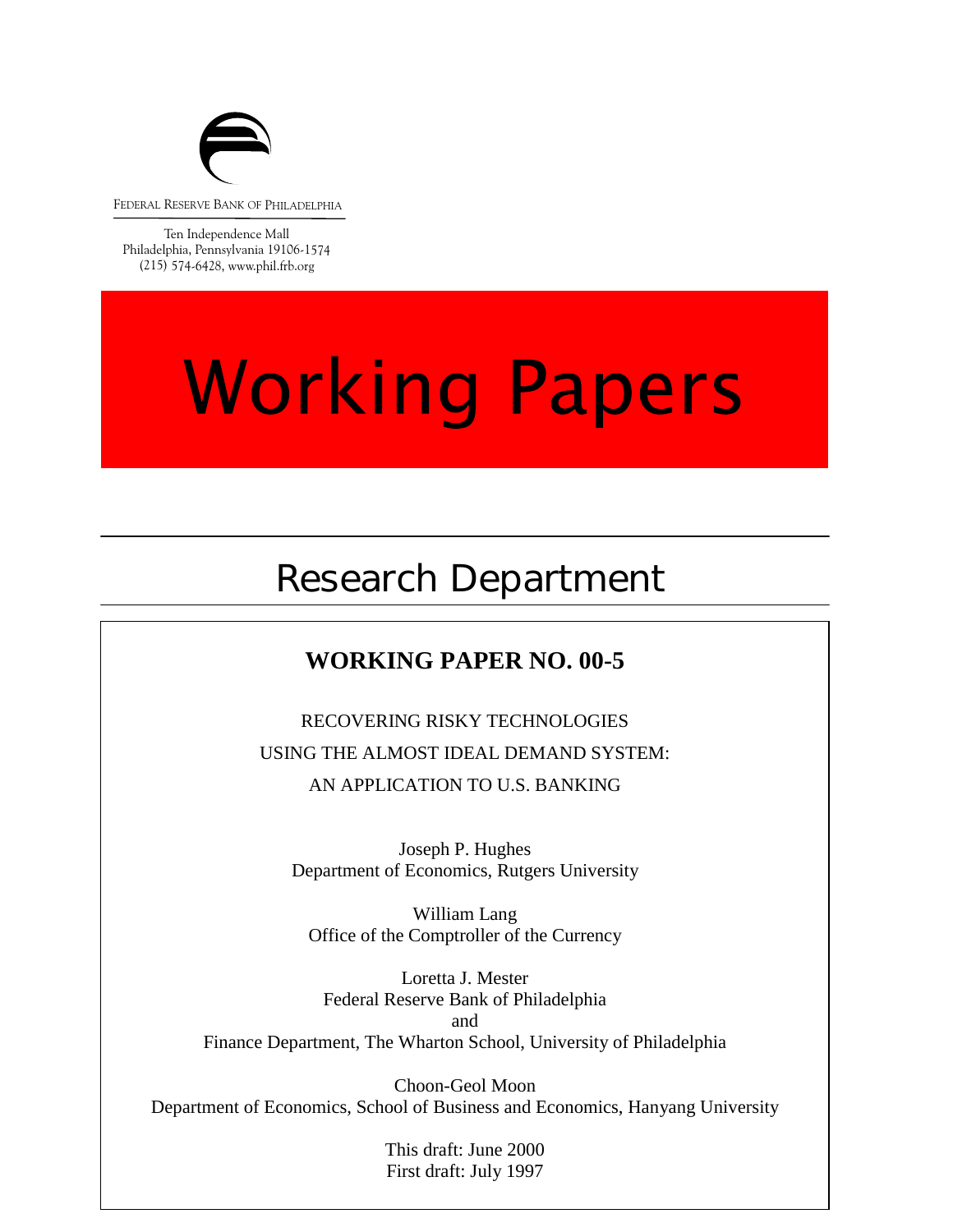FEDERAL RESERVE BANK OF PHILADELPHIA

Ten Independence Mall
Philadelphia, Pennsylvania 19106-1574
(215) 574-6428, www.phil.frb.org

# Working Papers

## Research Department

**WORKING PAPER NO. 00-5**

RECOVERING RISKY TECHNOLOGIES
USING THE ALMOST IDEAL DEMAND SYSTEM:
AN APPLICATION TO U.S. BANKING

Joseph P. Hughes
Department of Economics, Rutgers University

William Lang
Office of the Comptroller of the Currency

Loretta J. Mester
Federal Reserve Bank of Philadelphia
and
Finance Department, The Wharton School, University of Philadelphia

Choon-Geol Moon
Department of Economics, School of Business and Economics, Hanyang University

This draft: June 2000
First draft: July 1997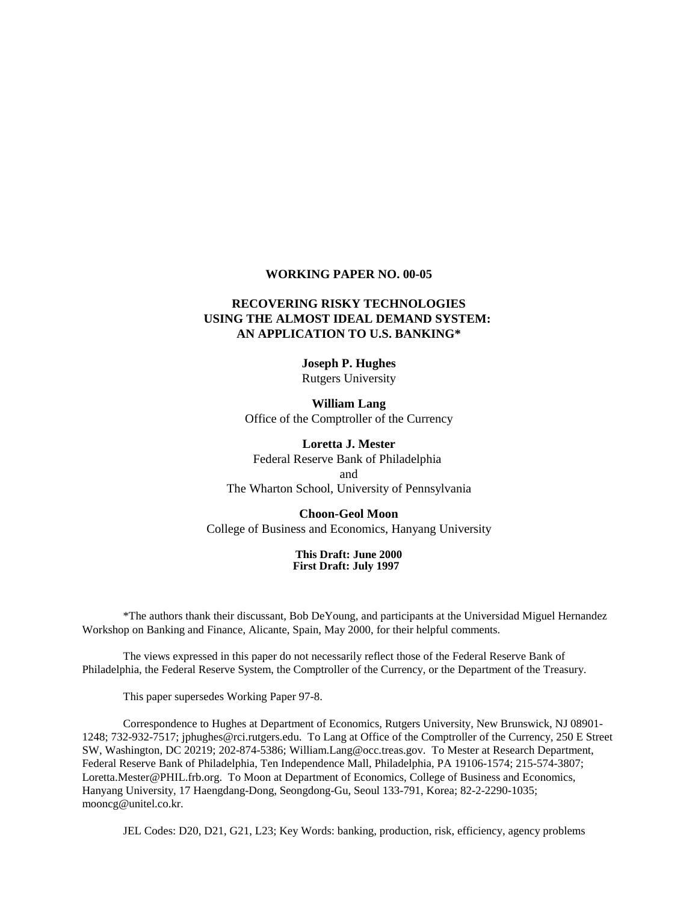**WORKING PAPER NO. 00-05**

# RECOVERING RISKY TECHNOLOGIES USING THE ALMOST IDEAL DEMAND SYSTEM: AN APPLICATION TO U.S. BANKING*

**Joseph P. Hughes**
Rutgers University

**William Lang**
Office of the Comptroller of the Currency

**Loretta J. Mester**
Federal Reserve Bank of Philadelphia
and
The Wharton School, University of Pennsylvania

**Choon-Geol Moon**
College of Business and Economics, Hanyang University

**This Draft: June 2000**
**First Draft: July 1997**

*The authors thank their discussant, Bob DeYoung, and participants at the Universidad Miguel Hernandez Workshop on Banking and Finance, Alicante, Spain, May 2000, for their helpful comments.

The views expressed in this paper do not necessarily reflect those of the Federal Reserve Bank of Philadelphia, the Federal Reserve System, the Comptroller of the Currency, or the Department of the Treasury.

This paper supersedes Working Paper 97-8.

Correspondence to Hughes at Department of Economics, Rutgers University, New Brunswick, NJ 08901-1248; 732-932-7517; jphughes@rci.rutgers.edu. To Lang at Office of the Comptroller of the Currency, 250 E Street SW, Washington, DC 20219; 202-874-5386; William.Lang@occ.treas.gov. To Mester at Research Department, Federal Reserve Bank of Philadelphia, Ten Independence Mall, Philadelphia, PA 19106-1574; 215-574-3807; Loretta.Mester@PHIL.frb.org. To Moon at Department of Economics, College of Business and Economics, Hanyang University, 17 Haengdang-Dong, Seongdong-Gu, Seoul 133-791, Korea; 82-2-2290-1035; mooncg@unitel.co.kr.

JEL Codes: D20, D21, G21, L23; Key Words: banking, production, risk, efficiency, agency problems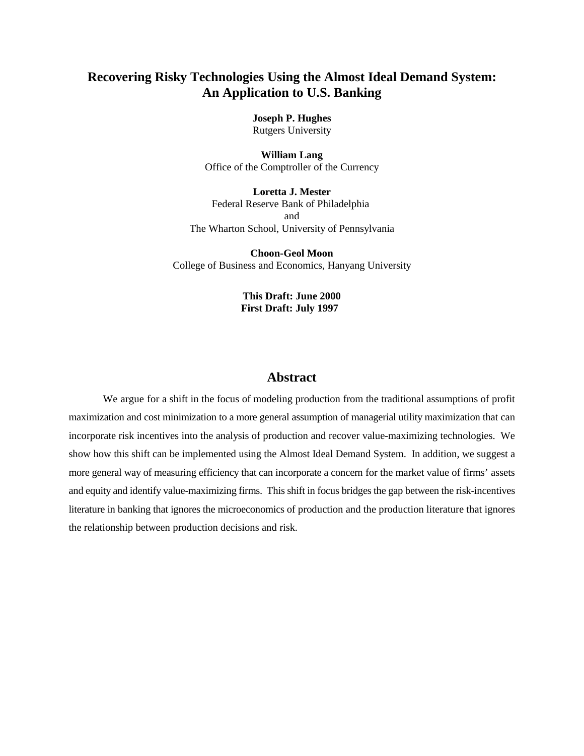# Recovering Risky Technologies Using the Almost Ideal Demand System: An Application to U.S. Banking

**Joseph P. Hughes**
Rutgers University

**William Lang**
Office of the Comptroller of the Currency

**Loretta J. Mester**
Federal Reserve Bank of Philadelphia
and
The Wharton School, University of Pennsylvania

**Choon-Geol Moon**
College of Business and Economics, Hanyang University

**This Draft: June 2000**
**First Draft: July 1997**

## Abstract

We argue for a shift in the focus of modeling production from the traditional assumptions of profit maximization and cost minimization to a more general assumption of managerial utility maximization that can incorporate risk incentives into the analysis of production and recover value-maximizing technologies. We show how this shift can be implemented using the Almost Ideal Demand System. In addition, we suggest a more general way of measuring efficiency that can incorporate a concern for the market value of firms' assets and equity and identify value-maximizing firms. This shift in focus bridges the gap between the risk-incentives literature in banking that ignores the microeconomics of production and the production literature that ignores the relationship between production decisions and risk.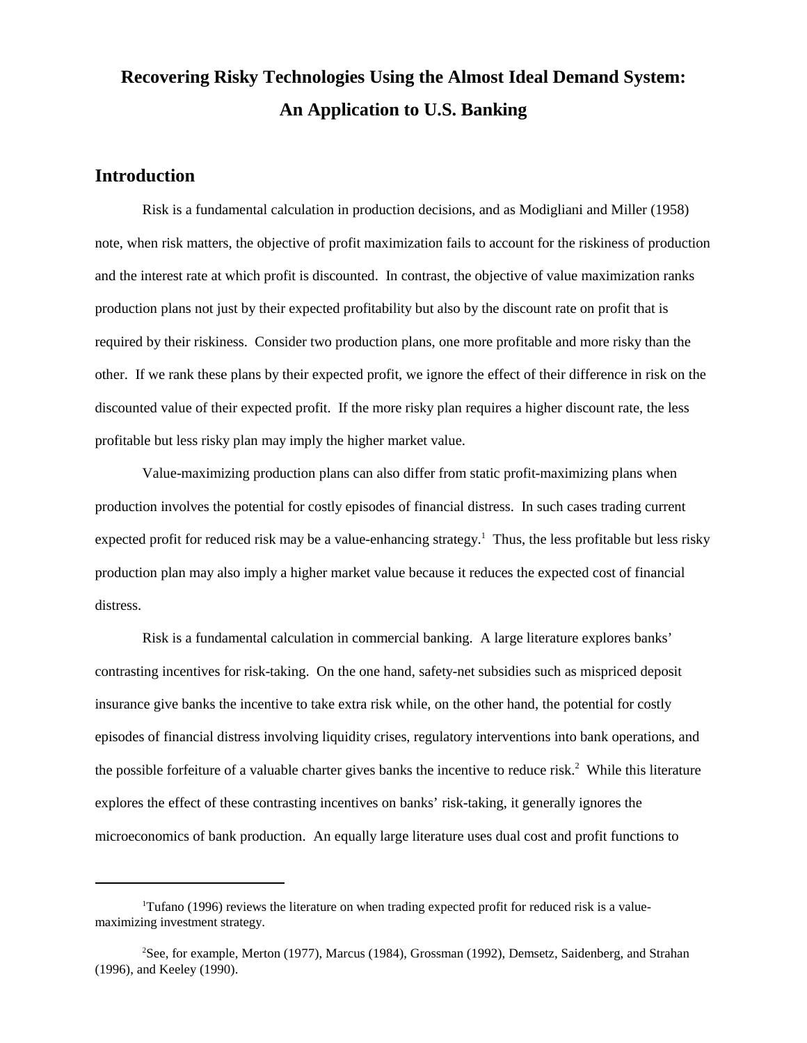# Recovering Risky Technologies Using the Almost Ideal Demand System: An Application to U.S. Banking

## Introduction

Risk is a fundamental calculation in production decisions, and as Modigliani and Miller (1958) note, when risk matters, the objective of profit maximization fails to account for the riskiness of production and the interest rate at which profit is discounted. In contrast, the objective of value maximization ranks production plans not just by their expected profitability but also by the discount rate on profit that is required by their riskiness. Consider two production plans, one more profitable and more risky than the other. If we rank these plans by their expected profit, we ignore the effect of their difference in risk on the discounted value of their expected profit. If the more risky plan requires a higher discount rate, the less profitable but less risky plan may imply the higher market value.

Value-maximizing production plans can also differ from static profit-maximizing plans when production involves the potential for costly episodes of financial distress. In such cases trading current expected profit for reduced risk may be a value-enhancing strategy.[1] Thus, the less profitable but less risky production plan may also imply a higher market value because it reduces the expected cost of financial distress.

Risk is a fundamental calculation in commercial banking. A large literature explores banks' contrasting incentives for risk-taking. On the one hand, safety-net subsidies such as mispriced deposit insurance give banks the incentive to take extra risk while, on the other hand, the potential for costly episodes of financial distress involving liquidity crises, regulatory interventions into bank operations, and the possible forfeiture of a valuable charter gives banks the incentive to reduce risk.[2] While this literature explores the effect of these contrasting incentives on banks' risk-taking, it generally ignores the microeconomics of bank production. An equally large literature uses dual cost and profit functions to

---

[1] Tufano (1996) reviews the literature on when trading expected profit for reduced risk is a value-maximizing investment strategy.

[2] See, for example, Merton (1977), Marcus (1984), Grossman (1992), Demsetz, Saidenberg, and Strahan (1996), and Keeley (1990).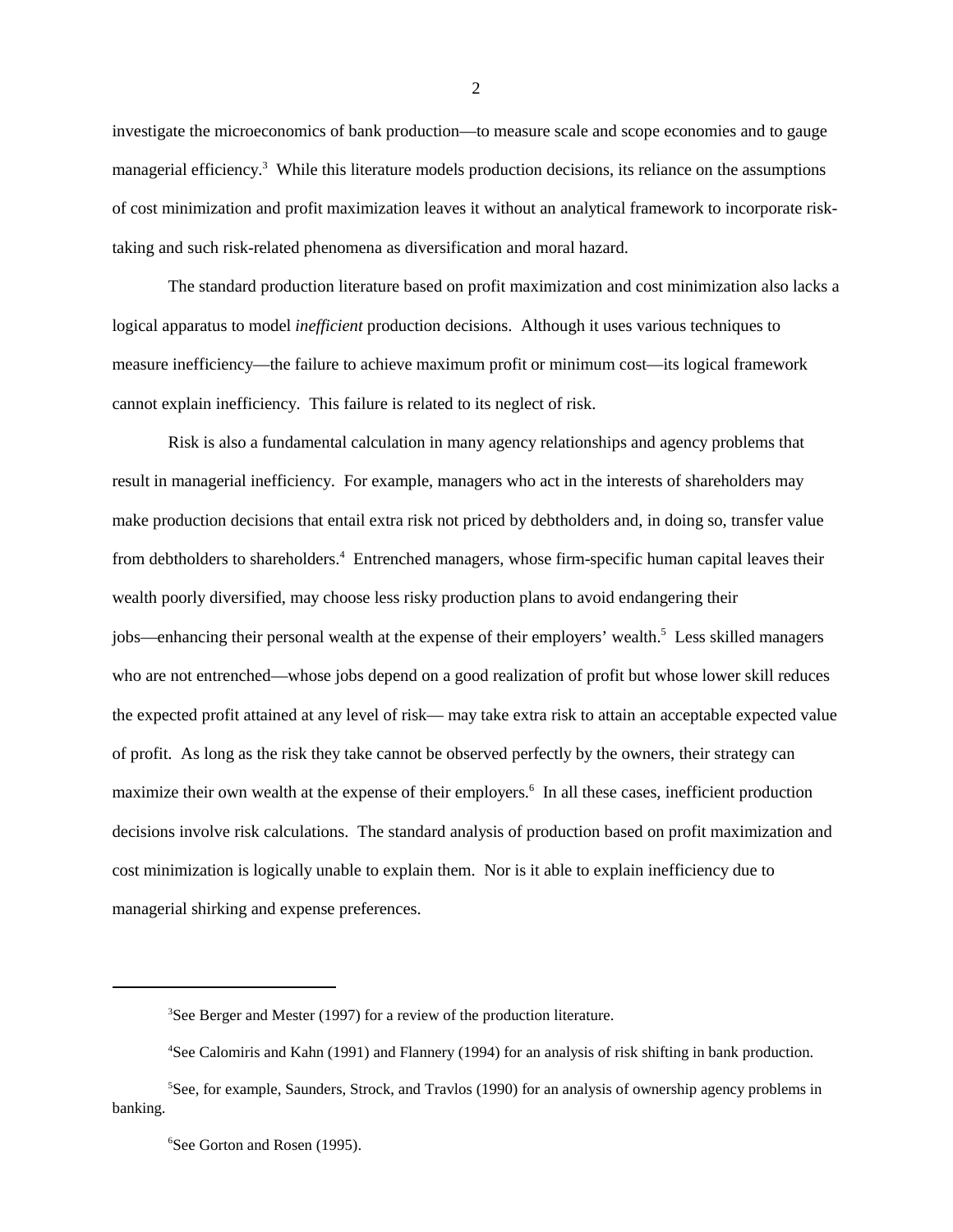investigate the microeconomics of bank production—to measure scale and scope economies and to gauge managerial efficiency.[3] While this literature models production decisions, its reliance on the assumptions of cost minimization and profit maximization leaves it without an analytical framework to incorporate risk-taking and such risk-related phenomena as diversification and moral hazard.

The standard production literature based on profit maximization and cost minimization also lacks a logical apparatus to model *inefficient* production decisions. Although it uses various techniques to measure inefficiency—the failure to achieve maximum profit or minimum cost—its logical framework cannot explain inefficiency. This failure is related to its neglect of risk.

Risk is also a fundamental calculation in many agency relationships and agency problems that result in managerial inefficiency. For example, managers who act in the interests of shareholders may make production decisions that entail extra risk not priced by debtholders and, in doing so, transfer value from debtholders to shareholders.[4] Entrenched managers, whose firm-specific human capital leaves their wealth poorly diversified, may choose less risky production plans to avoid endangering their jobs—enhancing their personal wealth at the expense of their employers' wealth.[5] Less skilled managers who are not entrenched—whose jobs depend on a good realization of profit but whose lower skill reduces the expected profit attained at any level of risk— may take extra risk to attain an acceptable expected value of profit. As long as the risk they take cannot be observed perfectly by the owners, their strategy can maximize their own wealth at the expense of their employers.[6] In all these cases, inefficient production decisions involve risk calculations. The standard analysis of production based on profit maximization and cost minimization is logically unable to explain them. Nor is it able to explain inefficiency due to managerial shirking and expense preferences.

---

[3] See Berger and Mester (1997) for a review of the production literature.

[4] See Calomiris and Kahn (1991) and Flannery (1994) for an analysis of risk shifting in bank production.

[5] See, for example, Saunders, Strock, and Travlos (1990) for an analysis of ownership agency problems in banking.

[6] See Gorton and Rosen (1995).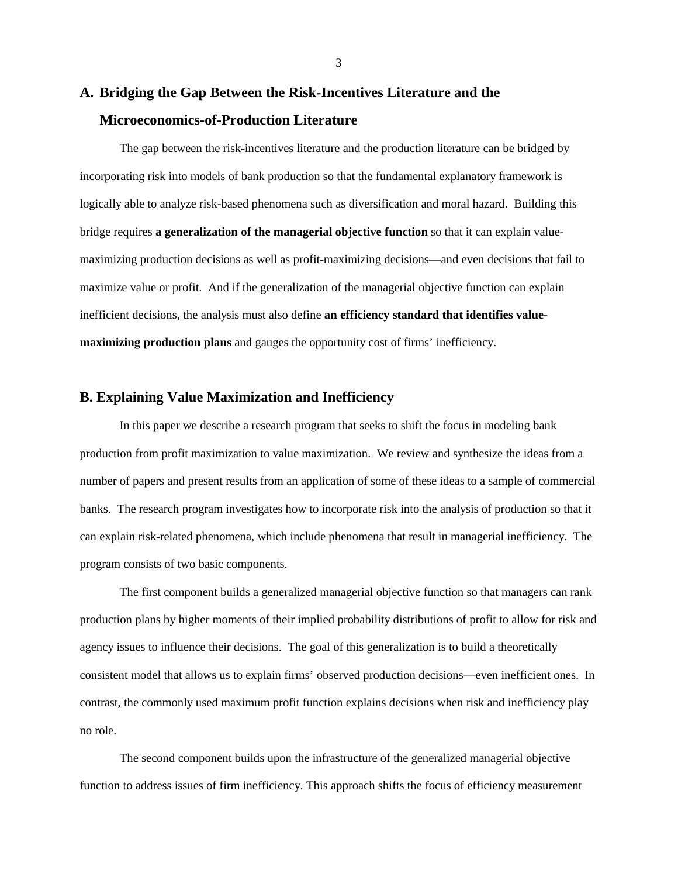## A. Bridging the Gap Between the Risk-Incentives Literature and the Microeconomics-of-Production Literature

The gap between the risk-incentives literature and the production literature can be bridged by incorporating risk into models of bank production so that the fundamental explanatory framework is logically able to analyze risk-based phenomena such as diversification and moral hazard. Building this bridge requires **a generalization of the managerial objective function** so that it can explain value-maximizing production decisions as well as profit-maximizing decisions—and even decisions that fail to maximize value or profit. And if the generalization of the managerial objective function can explain inefficient decisions, the analysis must also define **an efficiency standard that identifies value-maximizing production plans** and gauges the opportunity cost of firms' inefficiency.

## B. Explaining Value Maximization and Inefficiency

In this paper we describe a research program that seeks to shift the focus in modeling bank production from profit maximization to value maximization. We review and synthesize the ideas from a number of papers and present results from an application of some of these ideas to a sample of commercial banks. The research program investigates how to incorporate risk into the analysis of production so that it can explain risk-related phenomena, which include phenomena that result in managerial inefficiency. The program consists of two basic components.

The first component builds a generalized managerial objective function so that managers can rank production plans by higher moments of their implied probability distributions of profit to allow for risk and agency issues to influence their decisions. The goal of this generalization is to build a theoretically consistent model that allows us to explain firms' observed production decisions—even inefficient ones. In contrast, the commonly used maximum profit function explains decisions when risk and inefficiency play no role.

The second component builds upon the infrastructure of the generalized managerial objective function to address issues of firm inefficiency. This approach shifts the focus of efficiency measurement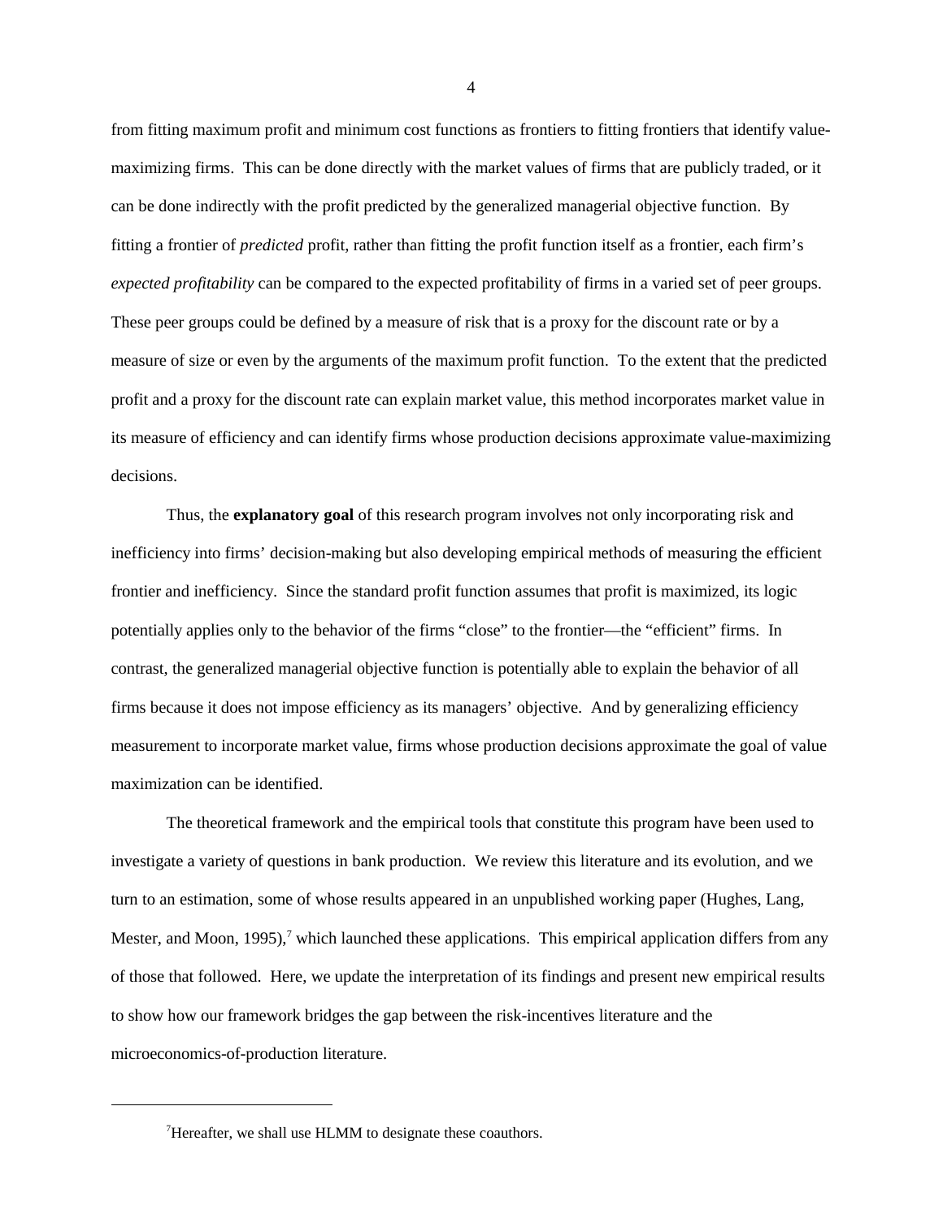from fitting maximum profit and minimum cost functions as frontiers to fitting frontiers that identify value-maximizing firms. This can be done directly with the market values of firms that are publicly traded, or it can be done indirectly with the profit predicted by the generalized managerial objective function. By fitting a frontier of *predicted* profit, rather than fitting the profit function itself as a frontier, each firm's *expected profitability* can be compared to the expected profitability of firms in a varied set of peer groups. These peer groups could be defined by a measure of risk that is a proxy for the discount rate or by a measure of size or even by the arguments of the maximum profit function. To the extent that the predicted profit and a proxy for the discount rate can explain market value, this method incorporates market value in its measure of efficiency and can identify firms whose production decisions approximate value-maximizing decisions.

Thus, the **explanatory goal** of this research program involves not only incorporating risk and inefficiency into firms' decision-making but also developing empirical methods of measuring the efficient frontier and inefficiency. Since the standard profit function assumes that profit is maximized, its logic potentially applies only to the behavior of the firms "close" to the frontier—the "efficient" firms. In contrast, the generalized managerial objective function is potentially able to explain the behavior of all firms because it does not impose efficiency as its managers' objective. And by generalizing efficiency measurement to incorporate market value, firms whose production decisions approximate the goal of value maximization can be identified.

The theoretical framework and the empirical tools that constitute this program have been used to investigate a variety of questions in bank production. We review this literature and its evolution, and we turn to an estimation, some of whose results appeared in an unpublished working paper (Hughes, Lang, Mester, and Moon, 1995),[7] which launched these applications. This empirical application differs from any of those that followed. Here, we update the interpretation of its findings and present new empirical results to show how our framework bridges the gap between the risk-incentives literature and the microeconomics-of-production literature.

---

[7]Hereafter, we shall use HLMM to designate these coauthors.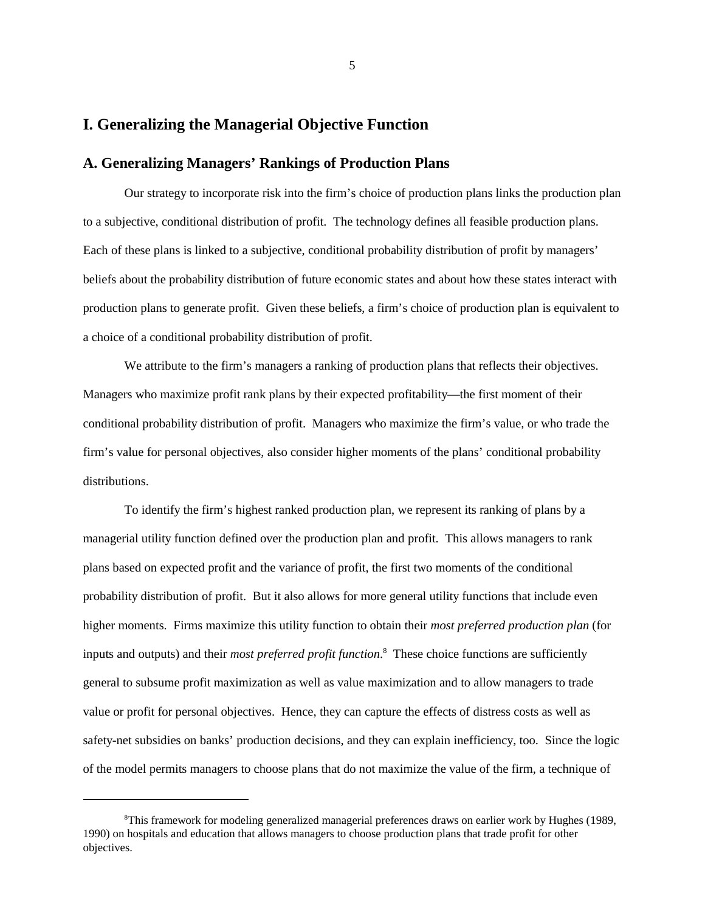# I. Generalizing the Managerial Objective Function

## A. Generalizing Managers' Rankings of Production Plans

Our strategy to incorporate risk into the firm's choice of production plans links the production plan to a subjective, conditional distribution of profit. The technology defines all feasible production plans. Each of these plans is linked to a subjective, conditional probability distribution of profit by managers' beliefs about the probability distribution of future economic states and about how these states interact with production plans to generate profit. Given these beliefs, a firm's choice of production plan is equivalent to a choice of a conditional probability distribution of profit.

We attribute to the firm's managers a ranking of production plans that reflects their objectives. Managers who maximize profit rank plans by their expected profitability—the first moment of their conditional probability distribution of profit. Managers who maximize the firm's value, or who trade the firm's value for personal objectives, also consider higher moments of the plans' conditional probability distributions.

To identify the firm's highest ranked production plan, we represent its ranking of plans by a managerial utility function defined over the production plan and profit. This allows managers to rank plans based on expected profit and the variance of profit, the first two moments of the conditional probability distribution of profit. But it also allows for more general utility functions that include even higher moments. Firms maximize this utility function to obtain their *most preferred production plan* (for inputs and outputs) and their *most preferred profit function*.[8] These choice functions are sufficiently general to subsume profit maximization as well as value maximization and to allow managers to trade value or profit for personal objectives. Hence, they can capture the effects of distress costs as well as safety-net subsidies on banks' production decisions, and they can explain inefficiency, too. Since the logic of the model permits managers to choose plans that do not maximize the value of the firm, a technique of

[8]This framework for modeling generalized managerial preferences draws on earlier work by Hughes (1989, 1990) on hospitals and education that allows managers to choose production plans that trade profit for other objectives.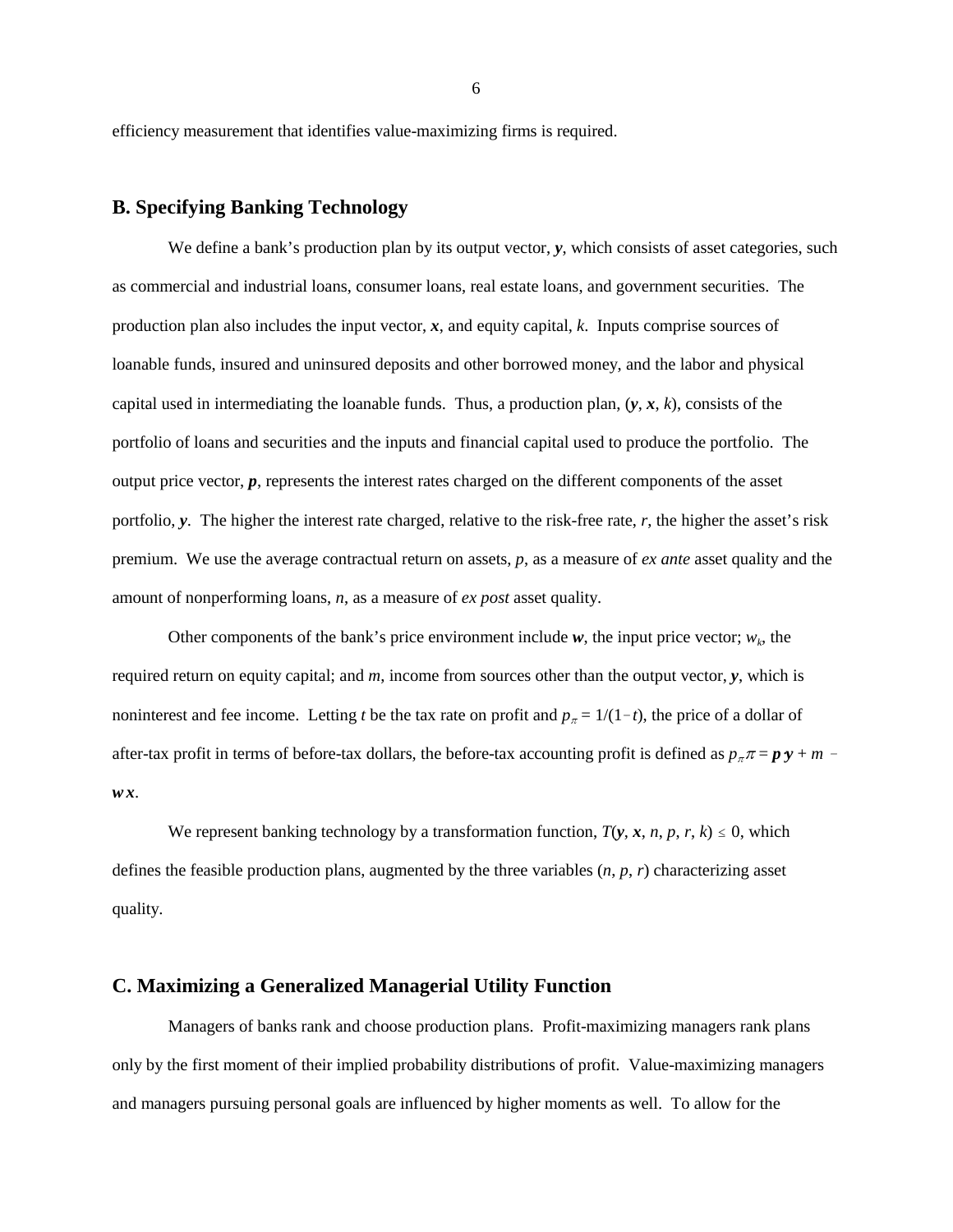efficiency measurement that identifies value-maximizing firms is required.

## B. Specifying Banking Technology

We define a bank's production plan by its output vector, $\boldsymbol{y}$, which consists of asset categories, such as commercial and industrial loans, consumer loans, real estate loans, and government securities. The production plan also includes the input vector, $\boldsymbol{x}$, and equity capital, $k$. Inputs comprise sources of loanable funds, insured and uninsured deposits and other borrowed money, and the labor and physical capital used in intermediating the loanable funds. Thus, a production plan, $(\boldsymbol{y}, \boldsymbol{x}, k)$, consists of the portfolio of loans and securities and the inputs and financial capital used to produce the portfolio. The output price vector, $\boldsymbol{p}$, represents the interest rates charged on the different components of the asset portfolio, $\boldsymbol{y}$. The higher the interest rate charged, relative to the risk-free rate, $r$, the higher the asset's risk premium. We use the average contractual return on assets, $p$, as a measure of *ex ante* asset quality and the amount of nonperforming loans, $n$, as a measure of *ex post* asset quality.

Other components of the bank's price environment include $\boldsymbol{w}$, the input price vector; $w_k$, the required return on equity capital; and $m$, income from sources other than the output vector, $\boldsymbol{y}$, which is noninterest and fee income. Letting $t$ be the tax rate on profit and $p_\pi = 1/(1-t)$, the price of a dollar of after-tax profit in terms of before-tax dollars, the before-tax accounting profit is defined as $p_\pi \pi = \boldsymbol{p}\boldsymbol{y} + m - \boldsymbol{w}\boldsymbol{x}$.

We represent banking technology by a transformation function, $T(\boldsymbol{y}, \boldsymbol{x}, n, p, r, k) \leq 0$, which defines the feasible production plans, augmented by the three variables $(n, p, r)$ characterizing asset quality.

## C. Maximizing a Generalized Managerial Utility Function

Managers of banks rank and choose production plans. Profit-maximizing managers rank plans only by the first moment of their implied probability distributions of profit. Value-maximizing managers and managers pursuing personal goals are influenced by higher moments as well. To allow for the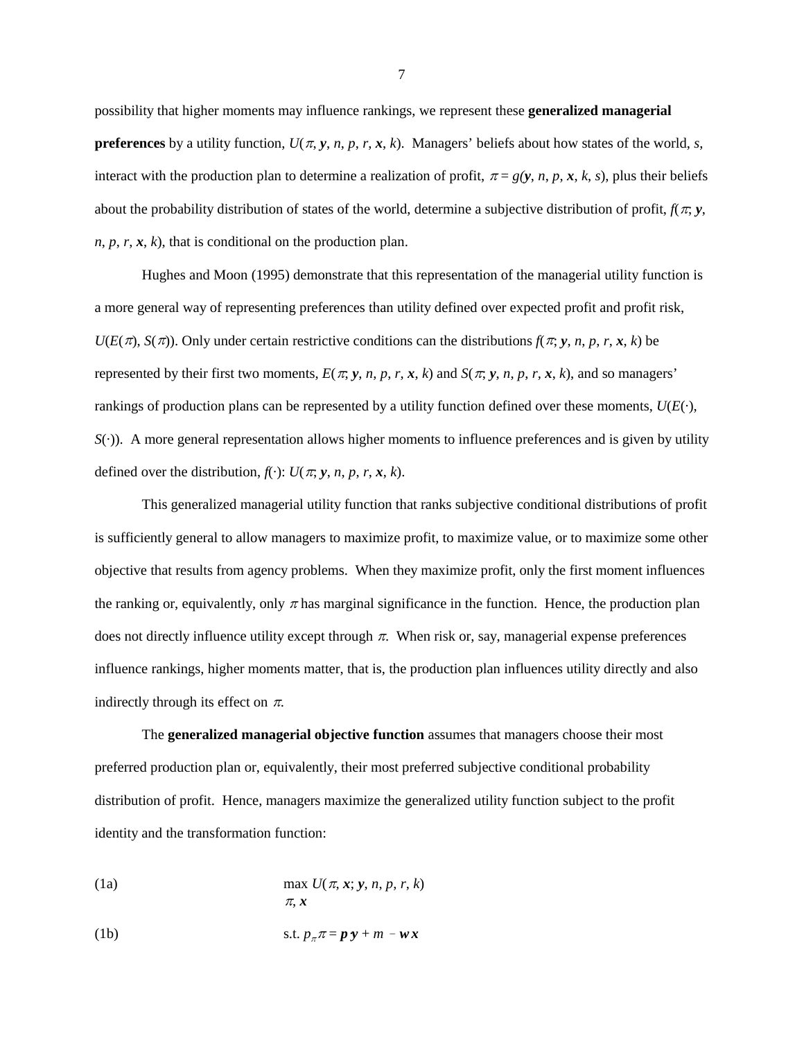possibility that higher moments may influence rankings, we represent these **generalized managerial preferences** by a utility function, $U(\pi, \boldsymbol{y}, n, p, r, \boldsymbol{x}, k)$. Managers' beliefs about how states of the world, $s$, interact with the production plan to determine a realization of profit, $\pi = g(\boldsymbol{y}, n, p, \boldsymbol{x}, k, s)$, plus their beliefs about the probability distribution of states of the world, determine a subjective distribution of profit, $f(\pi; \boldsymbol{y}, n, p, r, \boldsymbol{x}, k)$, that is conditional on the production plan.

Hughes and Moon (1995) demonstrate that this representation of the managerial utility function is a more general way of representing preferences than utility defined over expected profit and profit risk, $U(E(\pi), S(\pi))$. Only under certain restrictive conditions can the distributions $f(\pi; \boldsymbol{y}, n, p, r, \boldsymbol{x}, k)$ be represented by their first two moments, $E(\pi; \boldsymbol{y}, n, p, r, \boldsymbol{x}, k)$ and $S(\pi; \boldsymbol{y}, n, p, r, \boldsymbol{x}, k)$, and so managers' rankings of production plans can be represented by a utility function defined over these moments, $U(E(\cdot), S(\cdot))$. A more general representation allows higher moments to influence preferences and is given by utility defined over the distribution, $f(\cdot)$: $U(\pi; \boldsymbol{y}, n, p, r, \boldsymbol{x}, k)$.

This generalized managerial utility function that ranks subjective conditional distributions of profit is sufficiently general to allow managers to maximize profit, to maximize value, or to maximize some other objective that results from agency problems. When they maximize profit, only the first moment influences the ranking or, equivalently, only $\pi$ has marginal significance in the function. Hence, the production plan does not directly influence utility except through $\pi$. When risk or, say, managerial expense preferences influence rankings, higher moments matter, that is, the production plan influences utility directly and also indirectly through its effect on $\pi$.

The **generalized managerial objective function** assumes that managers choose their most preferred production plan or, equivalently, their most preferred subjective conditional probability distribution of profit. Hence, managers maximize the generalized utility function subject to the profit identity and the transformation function:

(1a) $$\max_{\pi, \boldsymbol{x}} U(\pi, \boldsymbol{x}; \boldsymbol{y}, n, p, r, k)$$

(1b) $$\text{s.t. } p_{\pi}\pi = \boldsymbol{p}\,\boldsymbol{y} + m - \boldsymbol{w}\,\boldsymbol{x}$$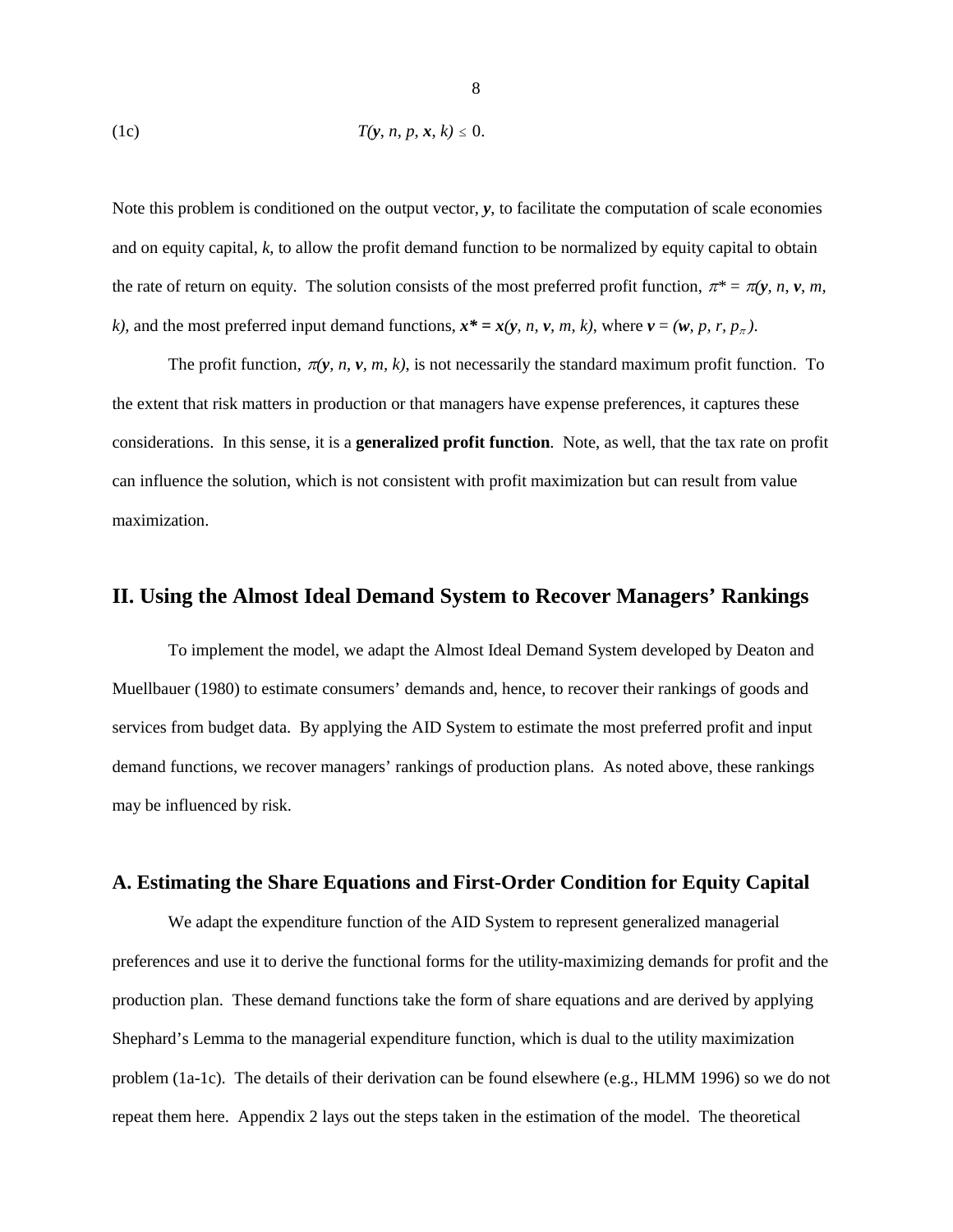$$\text{(1c)} \qquad T(\boldsymbol{y}, n, p, \boldsymbol{x}, k) \leq 0.$$

Note this problem is conditioned on the output vector, $\boldsymbol{y}$, to facilitate the computation of scale economies and on equity capital, $k$, to allow the profit demand function to be normalized by equity capital to obtain the rate of return on equity. The solution consists of the most preferred profit function, $\pi^* = \pi(\boldsymbol{y}, n, \boldsymbol{v}, m, k)$, and the most preferred input demand functions, $\boldsymbol{x^*} = \boldsymbol{x}(\boldsymbol{y}, n, \boldsymbol{v}, m, k)$, where $\boldsymbol{v} = (\boldsymbol{w}, p, r, p_\pi)$.

The profit function, $\pi(\boldsymbol{y}, n, \boldsymbol{v}, m, k)$, is not necessarily the standard maximum profit function. To the extent that risk matters in production or that managers have expense preferences, it captures these considerations. In this sense, it is a **generalized profit function**. Note, as well, that the tax rate on profit can influence the solution, which is not consistent with profit maximization but can result from value maximization.

## II. Using the Almost Ideal Demand System to Recover Managers' Rankings

To implement the model, we adapt the Almost Ideal Demand System developed by Deaton and Muellbauer (1980) to estimate consumers' demands and, hence, to recover their rankings of goods and services from budget data. By applying the AID System to estimate the most preferred profit and input demand functions, we recover managers' rankings of production plans. As noted above, these rankings may be influenced by risk.

### A. Estimating the Share Equations and First-Order Condition for Equity Capital

We adapt the expenditure function of the AID System to represent generalized managerial preferences and use it to derive the functional forms for the utility-maximizing demands for profit and the production plan. These demand functions take the form of share equations and are derived by applying Shephard's Lemma to the managerial expenditure function, which is dual to the utility maximization problem (1a-1c). The details of their derivation can be found elsewhere (e.g., HLMM 1996) so we do not repeat them here. Appendix 2 lays out the steps taken in the estimation of the model. The theoretical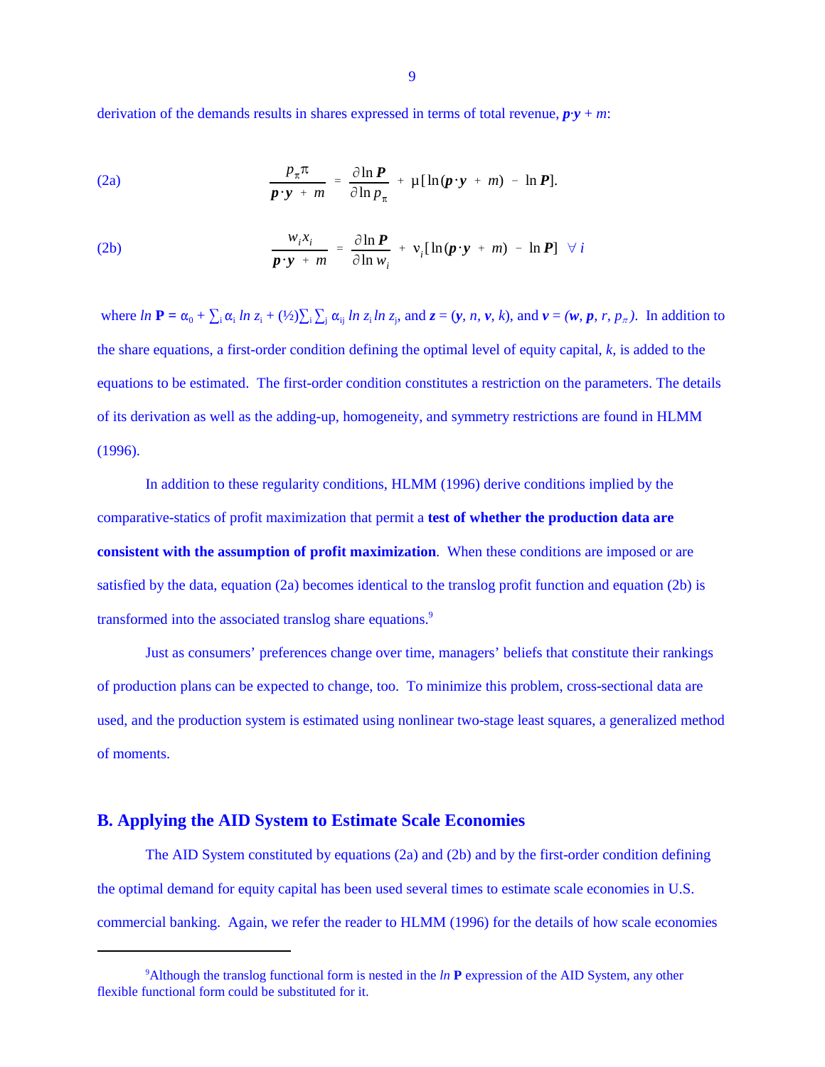derivation of the demands results in shares expressed in terms of total revenue, $\boldsymbol{p}{\cdot}\boldsymbol{y} + m$:

$$\text{(2a)} \qquad \frac{p_\pi \pi}{\boldsymbol{p}\cdot\boldsymbol{y} + m} = \frac{\partial \ln \boldsymbol{P}}{\partial \ln p_\pi} + \mu[\ln(\boldsymbol{p}\cdot\boldsymbol{y} + m) - \ln \boldsymbol{P}].$$

$$\text{(2b)} \qquad \frac{w_i x_i}{\boldsymbol{p}\cdot\boldsymbol{y} + m} = \frac{\partial \ln \boldsymbol{P}}{\partial \ln w_i} + \nu_i[\ln(\boldsymbol{p}\cdot\boldsymbol{y} + m) - \ln \boldsymbol{P}] \quad \forall\, i$$

where $\ln \mathbf{P} = \alpha_0 + \sum_i \alpha_i \ln z_i + (½)\sum_i \sum_j \alpha_{ij} \ln z_i \ln z_j$, and $\boldsymbol{z} = (\boldsymbol{y}, n, \boldsymbol{v}, k)$, and $\boldsymbol{v} = (\boldsymbol{w}, \boldsymbol{p}, r, p_\pi)$. In addition to the share equations, a first-order condition defining the optimal level of equity capital, $k$, is added to the equations to be estimated. The first-order condition constitutes a restriction on the parameters. The details of its derivation as well as the adding-up, homogeneity, and symmetry restrictions are found in HLMM (1996).

In addition to these regularity conditions, HLMM (1996) derive conditions implied by the comparative-statics of profit maximization that permit a **test of whether the production data are consistent with the assumption of profit maximization**. When these conditions are imposed or are satisfied by the data, equation (2a) becomes identical to the translog profit function and equation (2b) is transformed into the associated translog share equations.[9]

Just as consumers' preferences change over time, managers' beliefs that constitute their rankings of production plans can be expected to change, too. To minimize this problem, cross-sectional data are used, and the production system is estimated using nonlinear two-stage least squares, a generalized method of moments.

## B. Applying the AID System to Estimate Scale Economies

The AID System constituted by equations (2a) and (2b) and by the first-order condition defining the optimal demand for equity capital has been used several times to estimate scale economies in U.S. commercial banking. Again, we refer the reader to HLMM (1996) for the details of how scale economies

---

[9]Although the translog functional form is nested in the $\ln \mathbf{P}$ expression of the AID System, any other flexible functional form could be substituted for it.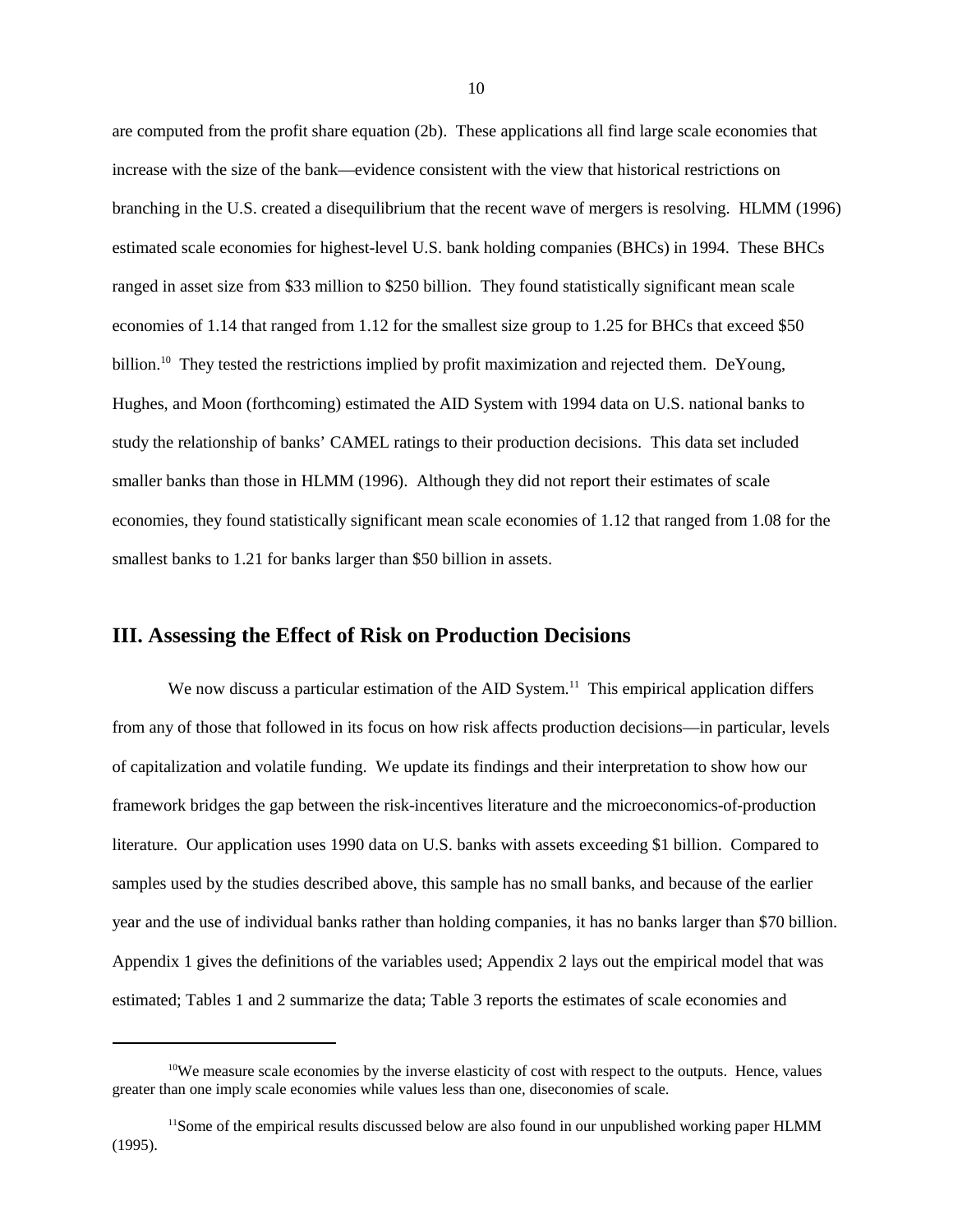are computed from the profit share equation (2b). These applications all find large scale economies that increase with the size of the bank—evidence consistent with the view that historical restrictions on branching in the U.S. created a disequilibrium that the recent wave of mergers is resolving. HLMM (1996) estimated scale economies for highest-level U.S. bank holding companies (BHCs) in 1994. These BHCs ranged in asset size from $33 million to $250 billion. They found statistically significant mean scale economies of 1.14 that ranged from 1.12 for the smallest size group to 1.25 for BHCs that exceed $50 billion.[10] They tested the restrictions implied by profit maximization and rejected them. DeYoung, Hughes, and Moon (forthcoming) estimated the AID System with 1994 data on U.S. national banks to study the relationship of banks' CAMEL ratings to their production decisions. This data set included smaller banks than those in HLMM (1996). Although they did not report their estimates of scale economies, they found statistically significant mean scale economies of 1.12 that ranged from 1.08 for the smallest banks to 1.21 for banks larger than $50 billion in assets.

## III. Assessing the Effect of Risk on Production Decisions

We now discuss a particular estimation of the AID System.[11] This empirical application differs from any of those that followed in its focus on how risk affects production decisions—in particular, levels of capitalization and volatile funding. We update its findings and their interpretation to show how our framework bridges the gap between the risk-incentives literature and the microeconomics-of-production literature. Our application uses 1990 data on U.S. banks with assets exceeding $1 billion. Compared to samples used by the studies described above, this sample has no small banks, and because of the earlier year and the use of individual banks rather than holding companies, it has no banks larger than $70 billion. Appendix 1 gives the definitions of the variables used; Appendix 2 lays out the empirical model that was estimated; Tables 1 and 2 summarize the data; Table 3 reports the estimates of scale economies and

---

[10] We measure scale economies by the inverse elasticity of cost with respect to the outputs. Hence, values greater than one imply scale economies while values less than one, diseconomies of scale.

[11] Some of the empirical results discussed below are also found in our unpublished working paper HLMM (1995).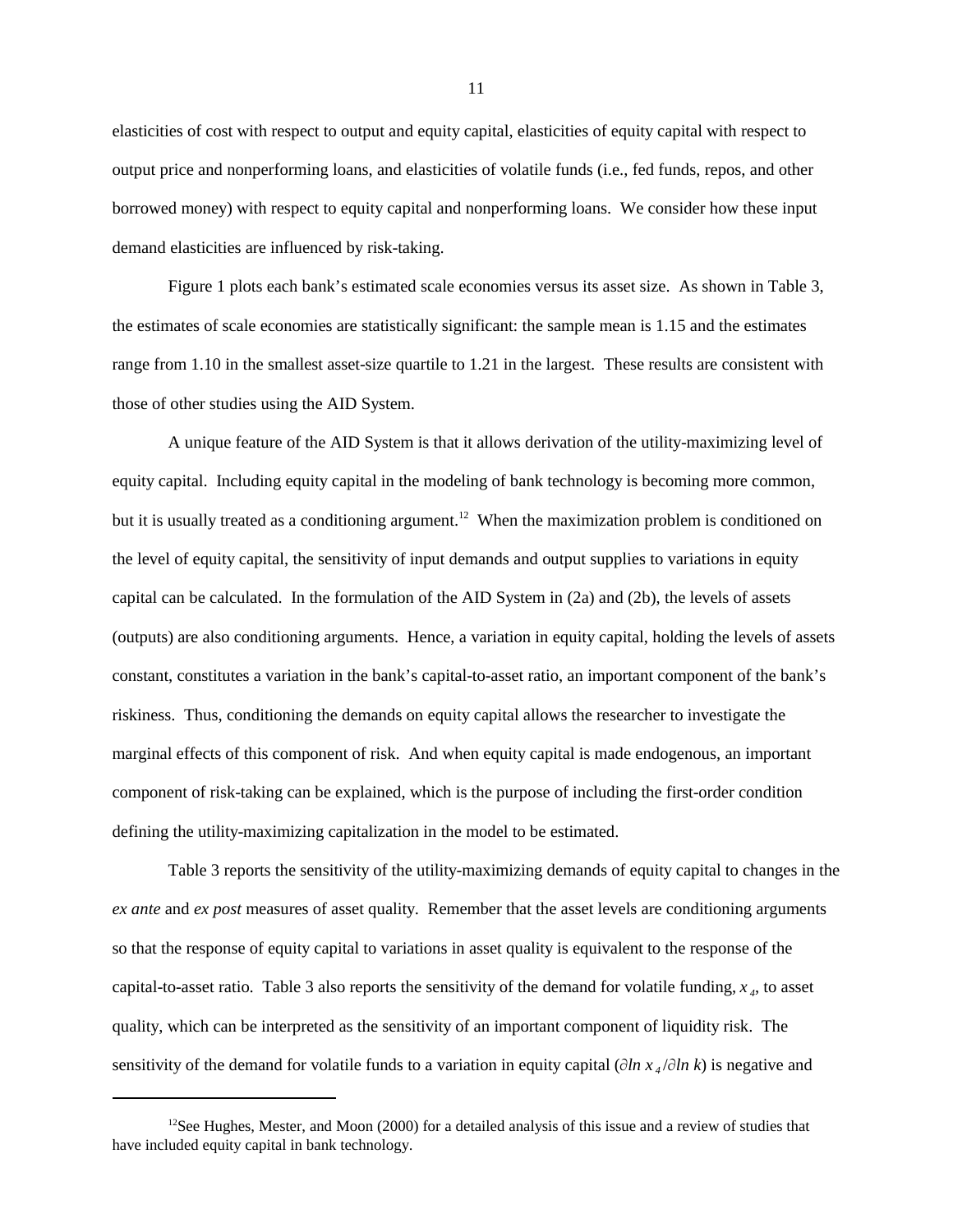elasticities of cost with respect to output and equity capital, elasticities of equity capital with respect to output price and nonperforming loans, and elasticities of volatile funds (i.e., fed funds, repos, and other borrowed money) with respect to equity capital and nonperforming loans. We consider how these input demand elasticities are influenced by risk-taking.

Figure 1 plots each bank's estimated scale economies versus its asset size. As shown in Table 3, the estimates of scale economies are statistically significant: the sample mean is 1.15 and the estimates range from 1.10 in the smallest asset-size quartile to 1.21 in the largest. These results are consistent with those of other studies using the AID System.

A unique feature of the AID System is that it allows derivation of the utility-maximizing level of equity capital. Including equity capital in the modeling of bank technology is becoming more common, but it is usually treated as a conditioning argument.[12] When the maximization problem is conditioned on the level of equity capital, the sensitivity of input demands and output supplies to variations in equity capital can be calculated. In the formulation of the AID System in (2a) and (2b), the levels of assets (outputs) are also conditioning arguments. Hence, a variation in equity capital, holding the levels of assets constant, constitutes a variation in the bank's capital-to-asset ratio, an important component of the bank's riskiness. Thus, conditioning the demands on equity capital allows the researcher to investigate the marginal effects of this component of risk. And when equity capital is made endogenous, an important component of risk-taking can be explained, which is the purpose of including the first-order condition defining the utility-maximizing capitalization in the model to be estimated.

Table 3 reports the sensitivity of the utility-maximizing demands of equity capital to changes in the *ex ante* and *ex post* measures of asset quality. Remember that the asset levels are conditioning arguments so that the response of equity capital to variations in asset quality is equivalent to the response of the capital-to-asset ratio. Table 3 also reports the sensitivity of the demand for volatile funding, $x_4$, to asset quality, which can be interpreted as the sensitivity of an important component of liquidity risk. The sensitivity of the demand for volatile funds to a variation in equity capital ($\partial ln\, x_4 / \partial ln\, k$) is negative and

[12] See Hughes, Mester, and Moon (2000) for a detailed analysis of this issue and a review of studies that have included equity capital in bank technology.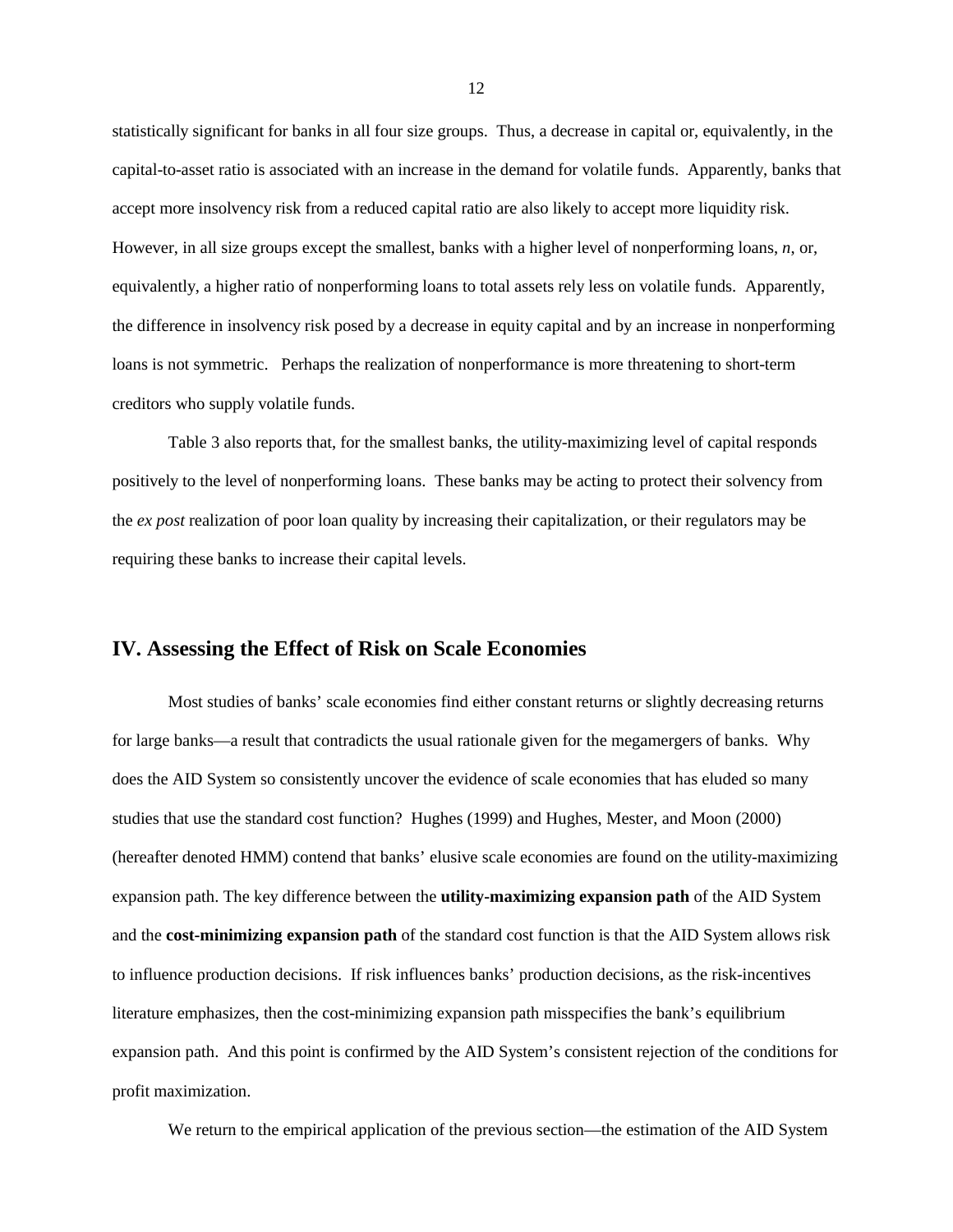statistically significant for banks in all four size groups. Thus, a decrease in capital or, equivalently, in the capital-to-asset ratio is associated with an increase in the demand for volatile funds. Apparently, banks that accept more insolvency risk from a reduced capital ratio are also likely to accept more liquidity risk. However, in all size groups except the smallest, banks with a higher level of nonperforming loans, $n$, or, equivalently, a higher ratio of nonperforming loans to total assets rely less on volatile funds. Apparently, the difference in insolvency risk posed by a decrease in equity capital and by an increase in nonperforming loans is not symmetric. Perhaps the realization of nonperformance is more threatening to short-term creditors who supply volatile funds.

Table 3 also reports that, for the smallest banks, the utility-maximizing level of capital responds positively to the level of nonperforming loans. These banks may be acting to protect their solvency from the *ex post* realization of poor loan quality by increasing their capitalization, or their regulators may be requiring these banks to increase their capital levels.

## IV. Assessing the Effect of Risk on Scale Economies

Most studies of banks' scale economies find either constant returns or slightly decreasing returns for large banks—a result that contradicts the usual rationale given for the megamergers of banks. Why does the AID System so consistently uncover the evidence of scale economies that has eluded so many studies that use the standard cost function? Hughes (1999) and Hughes, Mester, and Moon (2000) (hereafter denoted HMM) contend that banks' elusive scale economies are found on the utility-maximizing expansion path. The key difference between the **utility-maximizing expansion path** of the AID System and the **cost-minimizing expansion path** of the standard cost function is that the AID System allows risk to influence production decisions. If risk influences banks' production decisions, as the risk-incentives literature emphasizes, then the cost-minimizing expansion path misspecifies the bank's equilibrium expansion path. And this point is confirmed by the AID System's consistent rejection of the conditions for profit maximization.

We return to the empirical application of the previous section—the estimation of the AID System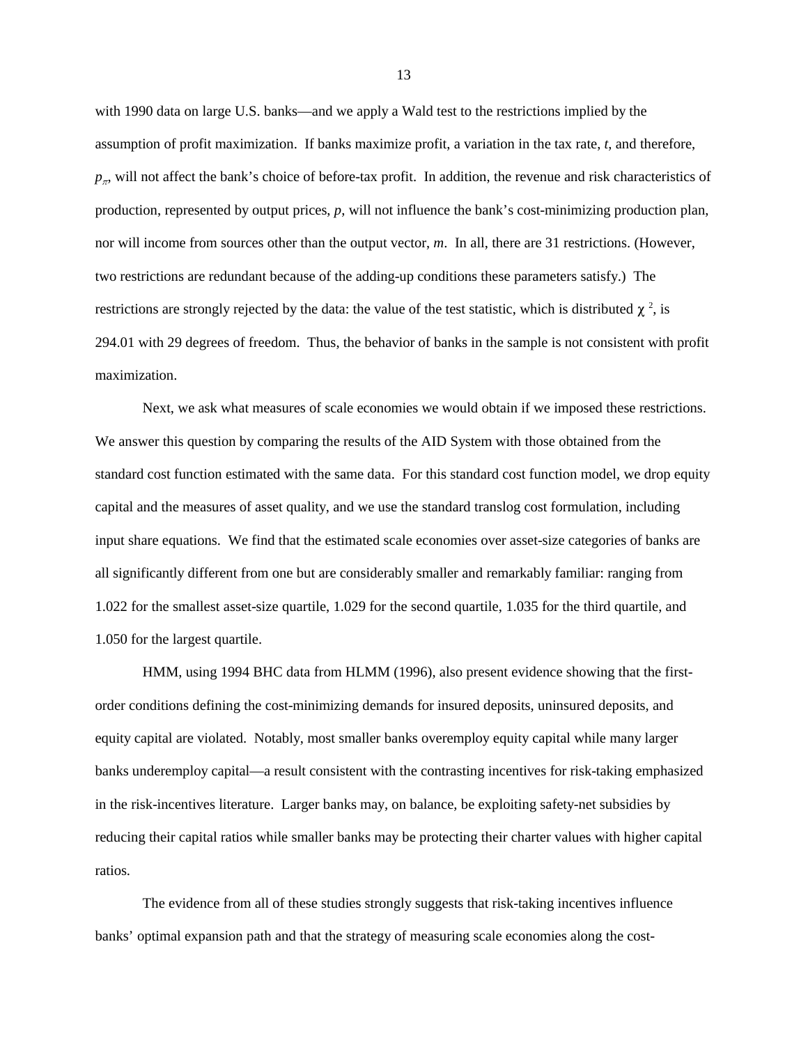with 1990 data on large U.S. banks—and we apply a Wald test to the restrictions implied by the assumption of profit maximization. If banks maximize profit, a variation in the tax rate, $t$, and therefore, $p_\pi$, will not affect the bank's choice of before-tax profit. In addition, the revenue and risk characteristics of production, represented by output prices, $p$, will not influence the bank's cost-minimizing production plan, nor will income from sources other than the output vector, $m$. In all, there are 31 restrictions. (However, two restrictions are redundant because of the adding-up conditions these parameters satisfy.) The restrictions are strongly rejected by the data: the value of the test statistic, which is distributed $\chi^2$, is 294.01 with 29 degrees of freedom. Thus, the behavior of banks in the sample is not consistent with profit maximization.

Next, we ask what measures of scale economies we would obtain if we imposed these restrictions. We answer this question by comparing the results of the AID System with those obtained from the standard cost function estimated with the same data. For this standard cost function model, we drop equity capital and the measures of asset quality, and we use the standard translog cost formulation, including input share equations. We find that the estimated scale economies over asset-size categories of banks are all significantly different from one but are considerably smaller and remarkably familiar: ranging from 1.022 for the smallest asset-size quartile, 1.029 for the second quartile, 1.035 for the third quartile, and 1.050 for the largest quartile.

HMM, using 1994 BHC data from HLMM (1996), also present evidence showing that the first-order conditions defining the cost-minimizing demands for insured deposits, uninsured deposits, and equity capital are violated. Notably, most smaller banks overemploy equity capital while many larger banks underemploy capital—a result consistent with the contrasting incentives for risk-taking emphasized in the risk-incentives literature. Larger banks may, on balance, be exploiting safety-net subsidies by reducing their capital ratios while smaller banks may be protecting their charter values with higher capital ratios.

The evidence from all of these studies strongly suggests that risk-taking incentives influence banks' optimal expansion path and that the strategy of measuring scale economies along the cost-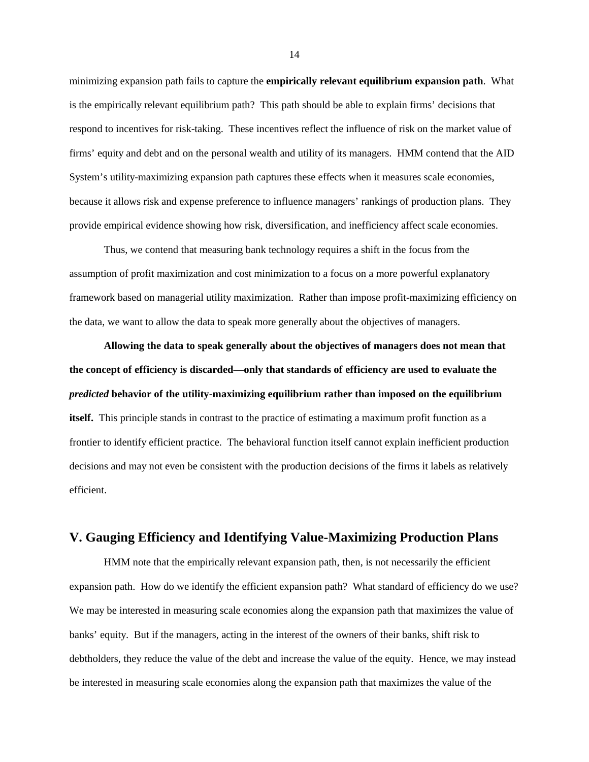minimizing expansion path fails to capture the **empirically relevant equilibrium expansion path**. What is the empirically relevant equilibrium path? This path should be able to explain firms' decisions that respond to incentives for risk-taking. These incentives reflect the influence of risk on the market value of firms' equity and debt and on the personal wealth and utility of its managers. HMM contend that the AID System's utility-maximizing expansion path captures these effects when it measures scale economies, because it allows risk and expense preference to influence managers' rankings of production plans. They provide empirical evidence showing how risk, diversification, and inefficiency affect scale economies.

Thus, we contend that measuring bank technology requires a shift in the focus from the assumption of profit maximization and cost minimization to a focus on a more powerful explanatory framework based on managerial utility maximization. Rather than impose profit-maximizing efficiency on the data, we want to allow the data to speak more generally about the objectives of managers.

**Allowing the data to speak generally about the objectives of managers does not mean that the concept of efficiency is discarded—only that standards of efficiency are used to evaluate the *predicted* behavior of the utility-maximizing equilibrium rather than imposed on the equilibrium itself.** This principle stands in contrast to the practice of estimating a maximum profit function as a frontier to identify efficient practice. The behavioral function itself cannot explain inefficient production decisions and may not even be consistent with the production decisions of the firms it labels as relatively efficient.

## V. Gauging Efficiency and Identifying Value-Maximizing Production Plans

HMM note that the empirically relevant expansion path, then, is not necessarily the efficient expansion path. How do we identify the efficient expansion path? What standard of efficiency do we use? We may be interested in measuring scale economies along the expansion path that maximizes the value of banks' equity. But if the managers, acting in the interest of the owners of their banks, shift risk to debtholders, they reduce the value of the debt and increase the value of the equity. Hence, we may instead be interested in measuring scale economies along the expansion path that maximizes the value of the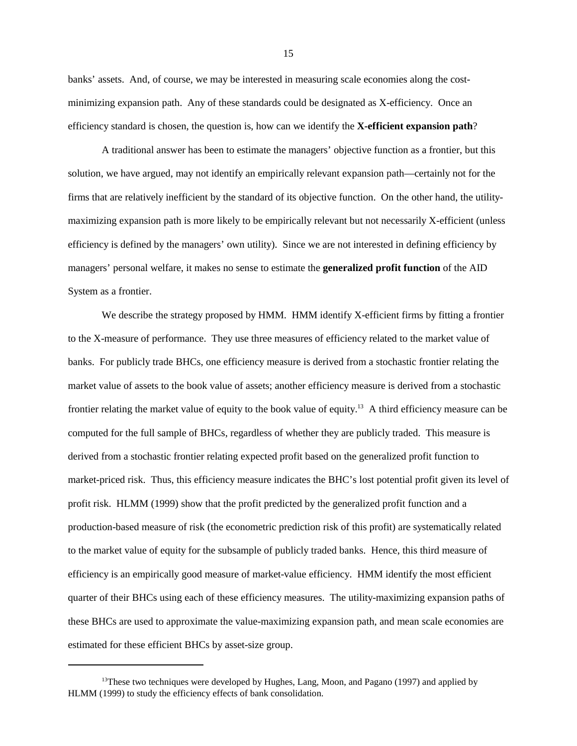banks' assets. And, of course, we may be interested in measuring scale economies along the cost-minimizing expansion path. Any of these standards could be designated as X-efficiency. Once an efficiency standard is chosen, the question is, how can we identify the **X-efficient expansion path**?

A traditional answer has been to estimate the managers' objective function as a frontier, but this solution, we have argued, may not identify an empirically relevant expansion path—certainly not for the firms that are relatively inefficient by the standard of its objective function. On the other hand, the utility-maximizing expansion path is more likely to be empirically relevant but not necessarily X-efficient (unless efficiency is defined by the managers' own utility). Since we are not interested in defining efficiency by managers' personal welfare, it makes no sense to estimate the **generalized profit function** of the AID System as a frontier.

We describe the strategy proposed by HMM. HMM identify X-efficient firms by fitting a frontier to the X-measure of performance. They use three measures of efficiency related to the market value of banks. For publicly trade BHCs, one efficiency measure is derived from a stochastic frontier relating the market value of assets to the book value of assets; another efficiency measure is derived from a stochastic frontier relating the market value of equity to the book value of equity.[13] A third efficiency measure can be computed for the full sample of BHCs, regardless of whether they are publicly traded. This measure is derived from a stochastic frontier relating expected profit based on the generalized profit function to market-priced risk. Thus, this efficiency measure indicates the BHC's lost potential profit given its level of profit risk. HLMM (1999) show that the profit predicted by the generalized profit function and a production-based measure of risk (the econometric prediction risk of this profit) are systematically related to the market value of equity for the subsample of publicly traded banks. Hence, this third measure of efficiency is an empirically good measure of market-value efficiency. HMM identify the most efficient quarter of their BHCs using each of these efficiency measures. The utility-maximizing expansion paths of these BHCs are used to approximate the value-maximizing expansion path, and mean scale economies are estimated for these efficient BHCs by asset-size group.

---

[13] These two techniques were developed by Hughes, Lang, Moon, and Pagano (1997) and applied by HLMM (1999) to study the efficiency effects of bank consolidation.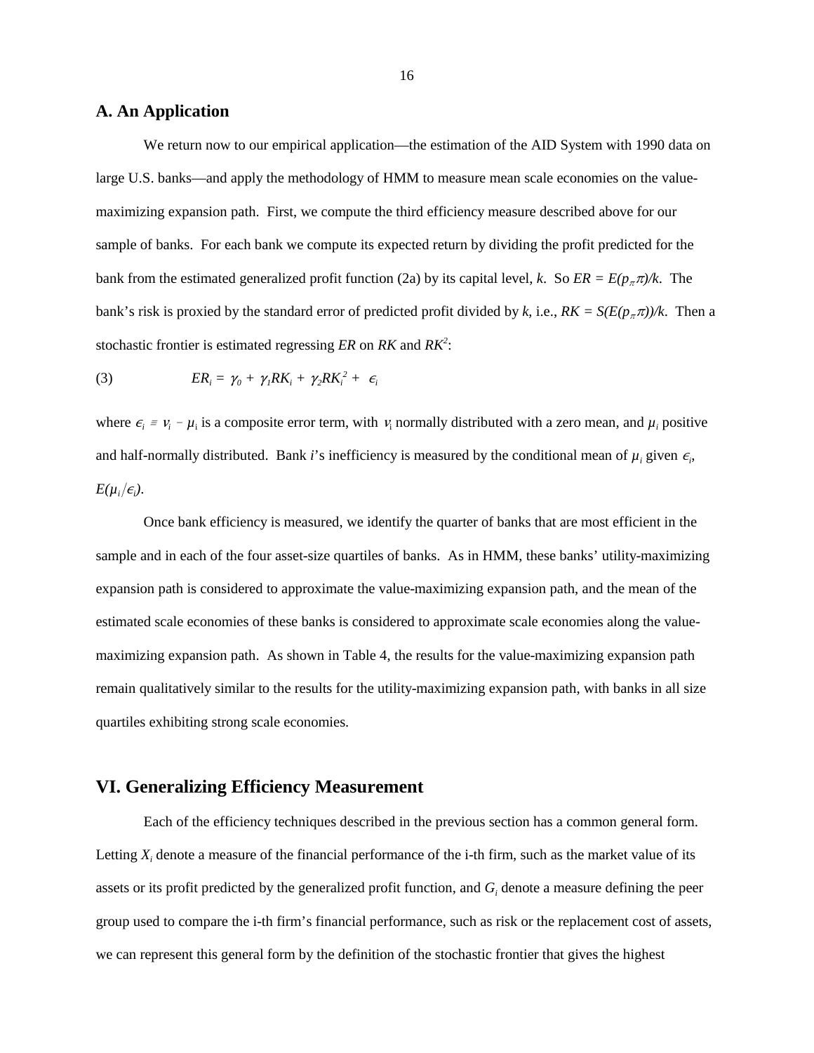## A. An Application

We return now to our empirical application—the estimation of the AID System with 1990 data on large U.S. banks—and apply the methodology of HMM to measure mean scale economies on the value-maximizing expansion path. First, we compute the third efficiency measure described above for our sample of banks. For each bank we compute its expected return by dividing the profit predicted for the bank from the estimated generalized profit function (2a) by its capital level, $k$. So $ER = E(p_\pi \pi)/k$. The bank's risk is proxied by the standard error of predicted profit divided by $k$, i.e., $RK = S(E(p_\pi \pi))/k$. Then a stochastic frontier is estimated regressing $ER$ on $RK$ and $RK^2$:

$$(3) \qquad ER_i = \gamma_0 + \gamma_1 RK_i + \gamma_2 RK_i^2 + \epsilon_i$$

where $\epsilon_i \equiv v_i - \mu_i$ is a composite error term, with $v_i$ normally distributed with a zero mean, and $\mu_i$ positive and half-normally distributed. Bank $i$'s inefficiency is measured by the conditional mean of $\mu_i$ given $\epsilon_i$, $E(\mu_i/\epsilon_i)$.

Once bank efficiency is measured, we identify the quarter of banks that are most efficient in the sample and in each of the four asset-size quartiles of banks. As in HMM, these banks' utility-maximizing expansion path is considered to approximate the value-maximizing expansion path, and the mean of the estimated scale economies of these banks is considered to approximate scale economies along the value-maximizing expansion path. As shown in Table 4, the results for the value-maximizing expansion path remain qualitatively similar to the results for the utility-maximizing expansion path, with banks in all size quartiles exhibiting strong scale economies.

# VI. Generalizing Efficiency Measurement

Each of the efficiency techniques described in the previous section has a common general form. Letting $X_i$ denote a measure of the financial performance of the i-th firm, such as the market value of its assets or its profit predicted by the generalized profit function, and $G_i$ denote a measure defining the peer group used to compare the i-th firm's financial performance, such as risk or the replacement cost of assets, we can represent this general form by the definition of the stochastic frontier that gives the highest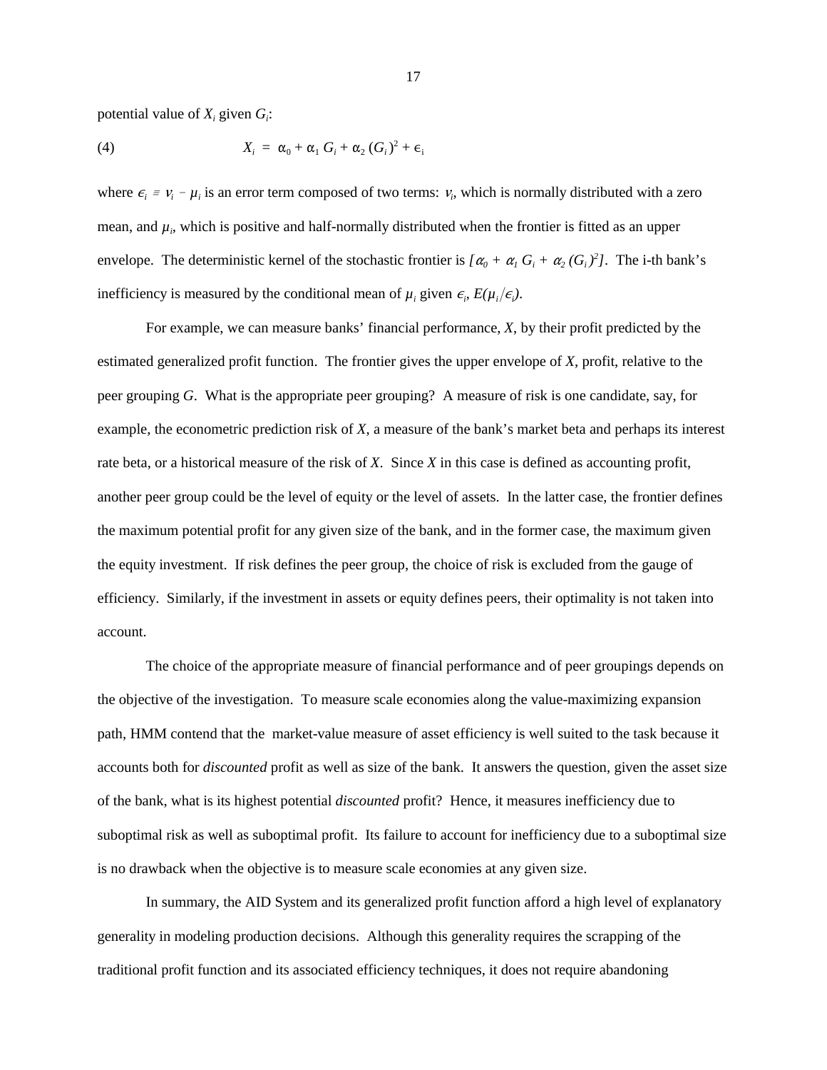potential value of $X_i$ given $G_i$:

$$X_i = \alpha_0 + \alpha_1 G_i + \alpha_2 (G_i)^2 + \epsilon_i \tag{4}$$

where $\epsilon_i \equiv \nu_i - \mu_i$ is an error term composed of two terms: $\nu_i$, which is normally distributed with a zero mean, and $\mu_i$, which is positive and half-normally distributed when the frontier is fitted as an upper envelope. The deterministic kernel of the stochastic frontier is $[\alpha_0 + \alpha_1 G_i + \alpha_2 (G_i)^2]$. The i-th bank's inefficiency is measured by the conditional mean of $\mu_i$ given $\epsilon_i$, $E(\mu_i/\epsilon_i)$.

For example, we can measure banks' financial performance, *X*, by their profit predicted by the estimated generalized profit function. The frontier gives the upper envelope of *X*, profit, relative to the peer grouping *G*. What is the appropriate peer grouping? A measure of risk is one candidate, say, for example, the econometric prediction risk of *X*, a measure of the bank's market beta and perhaps its interest rate beta, or a historical measure of the risk of *X*. Since *X* in this case is defined as accounting profit, another peer group could be the level of equity or the level of assets. In the latter case, the frontier defines the maximum potential profit for any given size of the bank, and in the former case, the maximum given the equity investment. If risk defines the peer group, the choice of risk is excluded from the gauge of efficiency. Similarly, if the investment in assets or equity defines peers, their optimality is not taken into account.

The choice of the appropriate measure of financial performance and of peer groupings depends on the objective of the investigation. To measure scale economies along the value-maximizing expansion path, HMM contend that the market-value measure of asset efficiency is well suited to the task because it accounts both for *discounted* profit as well as size of the bank. It answers the question, given the asset size of the bank, what is its highest potential *discounted* profit? Hence, it measures inefficiency due to suboptimal risk as well as suboptimal profit. Its failure to account for inefficiency due to a suboptimal size is no drawback when the objective is to measure scale economies at any given size.

In summary, the AID System and its generalized profit function afford a high level of explanatory generality in modeling production decisions. Although this generality requires the scrapping of the traditional profit function and its associated efficiency techniques, it does not require abandoning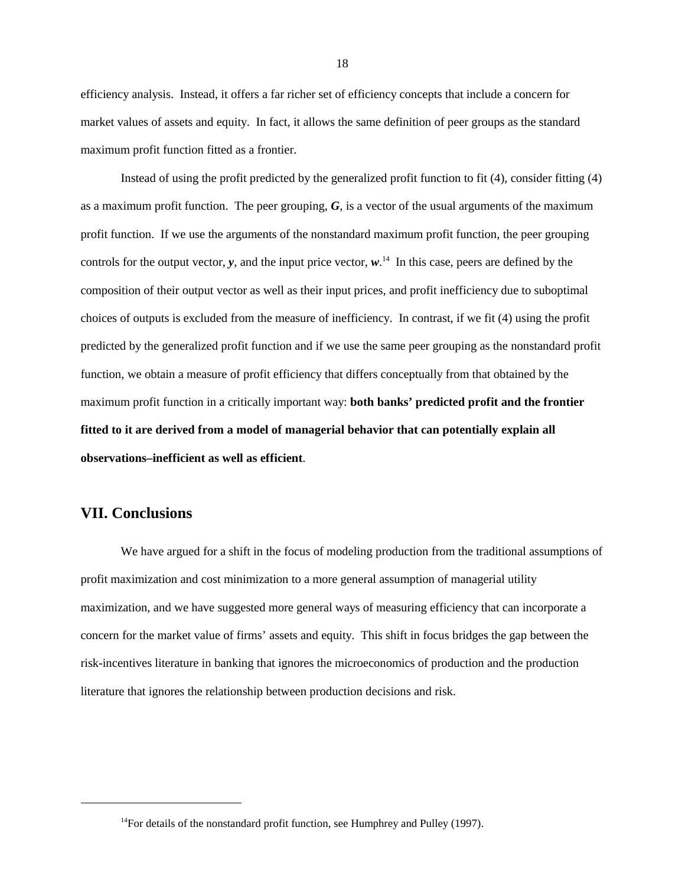efficiency analysis. Instead, it offers a far richer set of efficiency concepts that include a concern for market values of assets and equity. In fact, it allows the same definition of peer groups as the standard maximum profit function fitted as a frontier.

Instead of using the profit predicted by the generalized profit function to fit (4), consider fitting (4) as a maximum profit function. The peer grouping, $\boldsymbol{G}$, is a vector of the usual arguments of the maximum profit function. If we use the arguments of the nonstandard maximum profit function, the peer grouping controls for the output vector, $\boldsymbol{y}$, and the input price vector, $\boldsymbol{w}$.[14] In this case, peers are defined by the composition of their output vector as well as their input prices, and profit inefficiency due to suboptimal choices of outputs is excluded from the measure of inefficiency. In contrast, if we fit (4) using the profit predicted by the generalized profit function and if we use the same peer grouping as the nonstandard profit function, we obtain a measure of profit efficiency that differs conceptually from that obtained by the maximum profit function in a critically important way: **both banks' predicted profit and the frontier fitted to it are derived from a model of managerial behavior that can potentially explain all observations–inefficient as well as efficient**.

## VII. Conclusions

We have argued for a shift in the focus of modeling production from the traditional assumptions of profit maximization and cost minimization to a more general assumption of managerial utility maximization, and we have suggested more general ways of measuring efficiency that can incorporate a concern for the market value of firms' assets and equity. This shift in focus bridges the gap between the risk-incentives literature in banking that ignores the microeconomics of production and the production literature that ignores the relationship between production decisions and risk.

---

[14] For details of the nonstandard profit function, see Humphrey and Pulley (1997).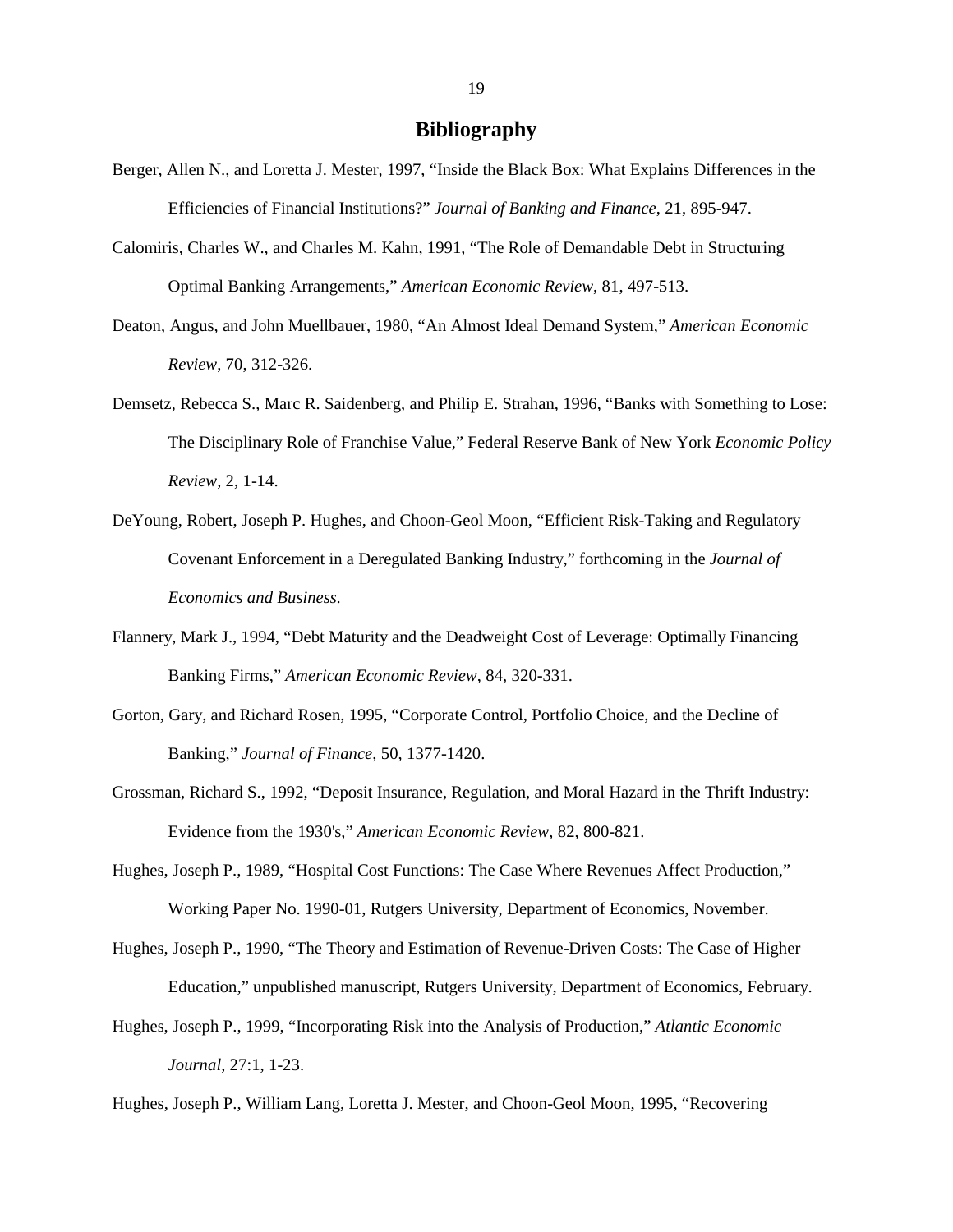# Bibliography

Berger, Allen N., and Loretta J. Mester, 1997, "Inside the Black Box: What Explains Differences in the Efficiencies of Financial Institutions?" *Journal of Banking and Finance*, 21, 895-947.

Calomiris, Charles W., and Charles M. Kahn, 1991, "The Role of Demandable Debt in Structuring Optimal Banking Arrangements," *American Economic Review*, 81, 497-513.

Deaton, Angus, and John Muellbauer, 1980, "An Almost Ideal Demand System," *American Economic Review*, 70, 312-326.

Demsetz, Rebecca S., Marc R. Saidenberg, and Philip E. Strahan, 1996, "Banks with Something to Lose: The Disciplinary Role of Franchise Value," Federal Reserve Bank of New York *Economic Policy Review*, 2, 1-14.

DeYoung, Robert, Joseph P. Hughes, and Choon-Geol Moon, "Efficient Risk-Taking and Regulatory Covenant Enforcement in a Deregulated Banking Industry," forthcoming in the *Journal of Economics and Business.*

Flannery, Mark J., 1994, "Debt Maturity and the Deadweight Cost of Leverage: Optimally Financing Banking Firms," *American Economic Review*, 84, 320-331.

Gorton, Gary, and Richard Rosen, 1995, "Corporate Control, Portfolio Choice, and the Decline of Banking," *Journal of Finance*, 50, 1377-1420.

Grossman, Richard S., 1992, "Deposit Insurance, Regulation, and Moral Hazard in the Thrift Industry: Evidence from the 1930's," *American Economic Review*, 82, 800-821.

Hughes, Joseph P., 1989, "Hospital Cost Functions: The Case Where Revenues Affect Production," Working Paper No. 1990-01, Rutgers University, Department of Economics, November.

Hughes, Joseph P., 1990, "The Theory and Estimation of Revenue-Driven Costs: The Case of Higher Education," unpublished manuscript, Rutgers University, Department of Economics, February.

Hughes, Joseph P., 1999, "Incorporating Risk into the Analysis of Production," *Atlantic Economic Journal*, 27:1, 1-23.

Hughes, Joseph P., William Lang, Loretta J. Mester, and Choon-Geol Moon, 1995, "Recovering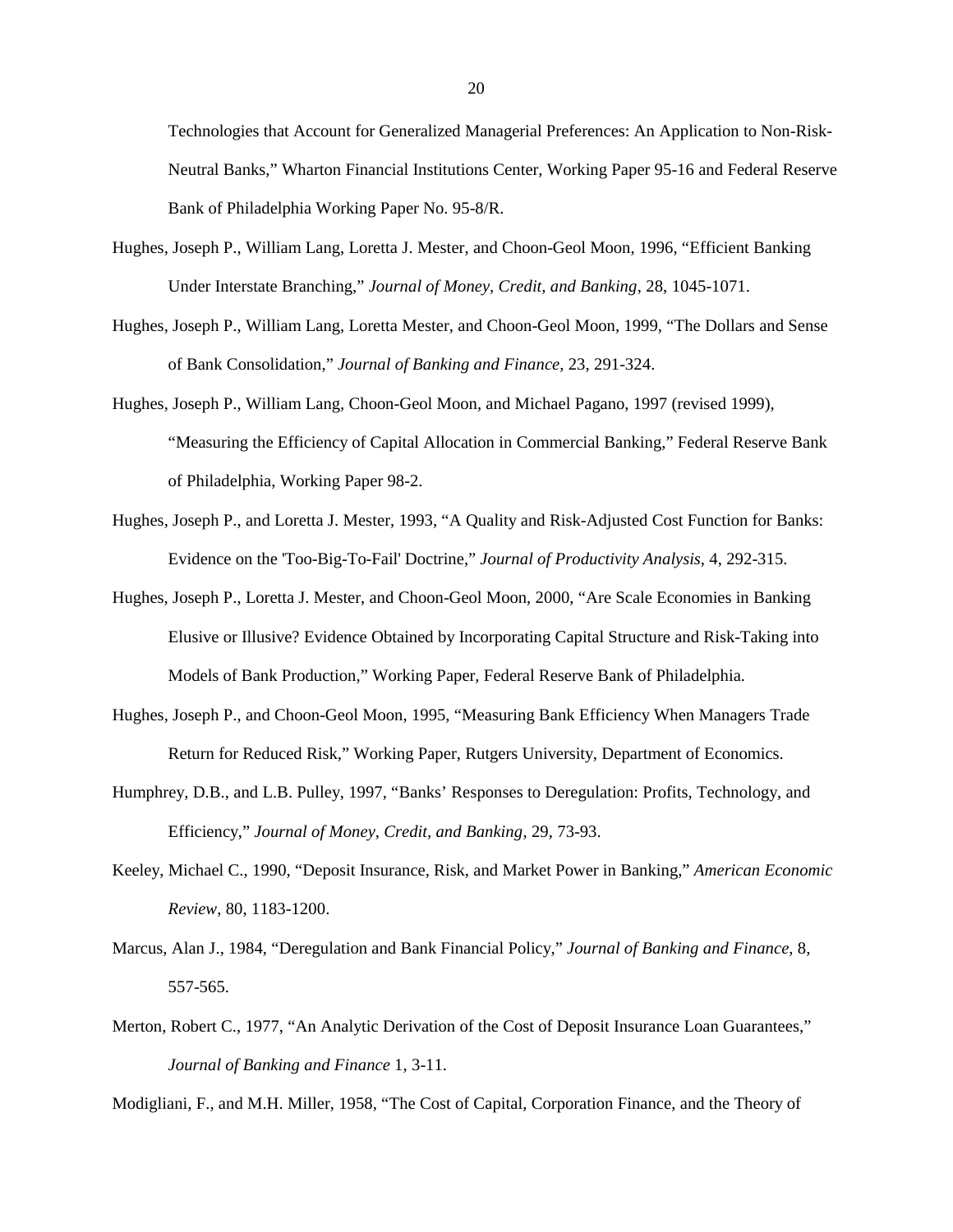Technologies that Account for Generalized Managerial Preferences: An Application to Non-Risk-Neutral Banks," Wharton Financial Institutions Center, Working Paper 95-16 and Federal Reserve Bank of Philadelphia Working Paper No. 95-8/R.

Hughes, Joseph P., William Lang, Loretta J. Mester, and Choon-Geol Moon, 1996, "Efficient Banking Under Interstate Branching," *Journal of Money, Credit, and Banking*, 28, 1045-1071.

Hughes, Joseph P., William Lang, Loretta Mester, and Choon-Geol Moon, 1999, "The Dollars and Sense of Bank Consolidation," *Journal of Banking and Finance*, 23, 291-324.

Hughes, Joseph P., William Lang, Choon-Geol Moon, and Michael Pagano, 1997 (revised 1999), "Measuring the Efficiency of Capital Allocation in Commercial Banking," Federal Reserve Bank of Philadelphia, Working Paper 98-2.

Hughes, Joseph P., and Loretta J. Mester, 1993, "A Quality and Risk-Adjusted Cost Function for Banks: Evidence on the 'Too-Big-To-Fail' Doctrine," *Journal of Productivity Analysis*, 4, 292-315.

Hughes, Joseph P., Loretta J. Mester, and Choon-Geol Moon, 2000, "Are Scale Economies in Banking Elusive or Illusive? Evidence Obtained by Incorporating Capital Structure and Risk-Taking into Models of Bank Production," Working Paper, Federal Reserve Bank of Philadelphia.

Hughes, Joseph P., and Choon-Geol Moon, 1995, "Measuring Bank Efficiency When Managers Trade Return for Reduced Risk," Working Paper, Rutgers University, Department of Economics.

Humphrey, D.B., and L.B. Pulley, 1997, "Banks' Responses to Deregulation: Profits, Technology, and Efficiency," *Journal of Money, Credit, and Banking*, 29, 73-93.

Keeley, Michael C., 1990, "Deposit Insurance, Risk, and Market Power in Banking," *American Economic Review*, 80, 1183-1200.

Marcus, Alan J., 1984, "Deregulation and Bank Financial Policy," *Journal of Banking and Finance*, 8, 557-565.

Merton, Robert C., 1977, "An Analytic Derivation of the Cost of Deposit Insurance Loan Guarantees," *Journal of Banking and Finance* 1, 3-11.

Modigliani, F., and M.H. Miller, 1958, "The Cost of Capital, Corporation Finance, and the Theory of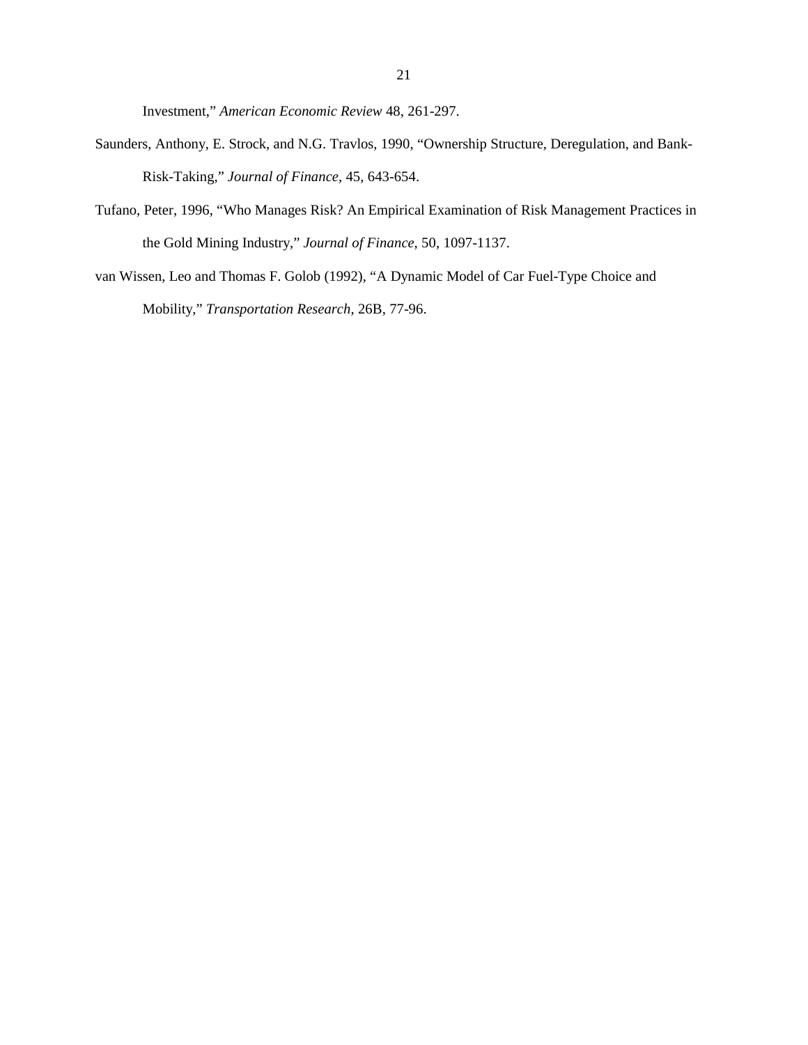Investment," *American Economic Review* 48, 261-297.

Saunders, Anthony, E. Strock, and N.G. Travlos, 1990, "Ownership Structure, Deregulation, and Bank-Risk-Taking," *Journal of Finance*, 45, 643-654.

Tufano, Peter, 1996, "Who Manages Risk? An Empirical Examination of Risk Management Practices in the Gold Mining Industry," *Journal of Finance*, 50, 1097-1137.

van Wissen, Leo and Thomas F. Golob (1992), "A Dynamic Model of Car Fuel-Type Choice and Mobility," *Transportation Research*, 26B, 77-96.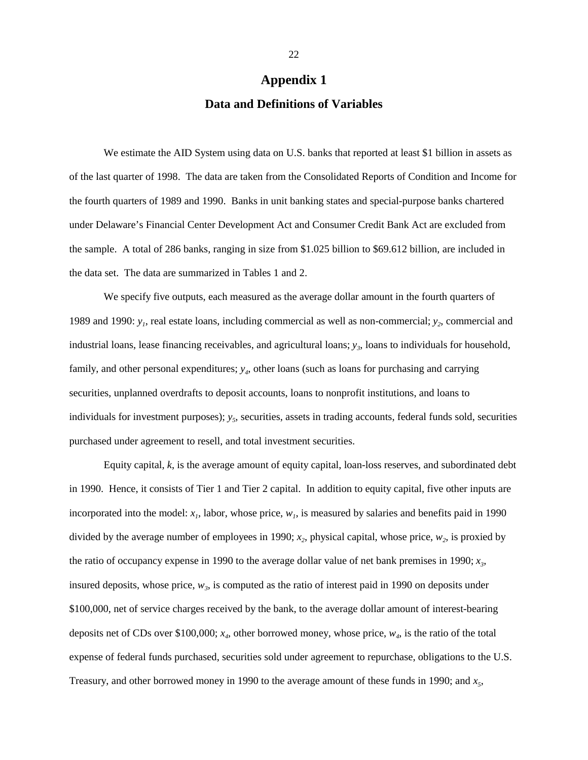# Appendix 1

## Data and Definitions of Variables

We estimate the AID System using data on U.S. banks that reported at least \$1 billion in assets as of the last quarter of 1998. The data are taken from the Consolidated Reports of Condition and Income for the fourth quarters of 1989 and 1990. Banks in unit banking states and special-purpose banks chartered under Delaware's Financial Center Development Act and Consumer Credit Bank Act are excluded from the sample. A total of 286 banks, ranging in size from \$1.025 billion to \$69.612 billion, are included in the data set. The data are summarized in Tables 1 and 2.

We specify five outputs, each measured as the average dollar amount in the fourth quarters of 1989 and 1990: $y_1$, real estate loans, including commercial as well as non-commercial; $y_2$, commercial and industrial loans, lease financing receivables, and agricultural loans; $y_3$, loans to individuals for household, family, and other personal expenditures; $y_4$, other loans (such as loans for purchasing and carrying securities, unplanned overdrafts to deposit accounts, loans to nonprofit institutions, and loans to individuals for investment purposes); $y_5$, securities, assets in trading accounts, federal funds sold, securities purchased under agreement to resell, and total investment securities.

Equity capital, $k$, is the average amount of equity capital, loan-loss reserves, and subordinated debt in 1990. Hence, it consists of Tier 1 and Tier 2 capital. In addition to equity capital, five other inputs are incorporated into the model: $x_1$, labor, whose price, $w_1$, is measured by salaries and benefits paid in 1990 divided by the average number of employees in 1990; $x_2$, physical capital, whose price, $w_2$, is proxied by the ratio of occupancy expense in 1990 to the average dollar value of net bank premises in 1990; $x_3$, insured deposits, whose price, $w_3$, is computed as the ratio of interest paid in 1990 on deposits under \$100,000, net of service charges received by the bank, to the average dollar amount of interest-bearing deposits net of CDs over \$100,000; $x_4$, other borrowed money, whose price, $w_4$, is the ratio of the total expense of federal funds purchased, securities sold under agreement to repurchase, obligations to the U.S. Treasury, and other borrowed money in 1990 to the average amount of these funds in 1990; and $x_5$,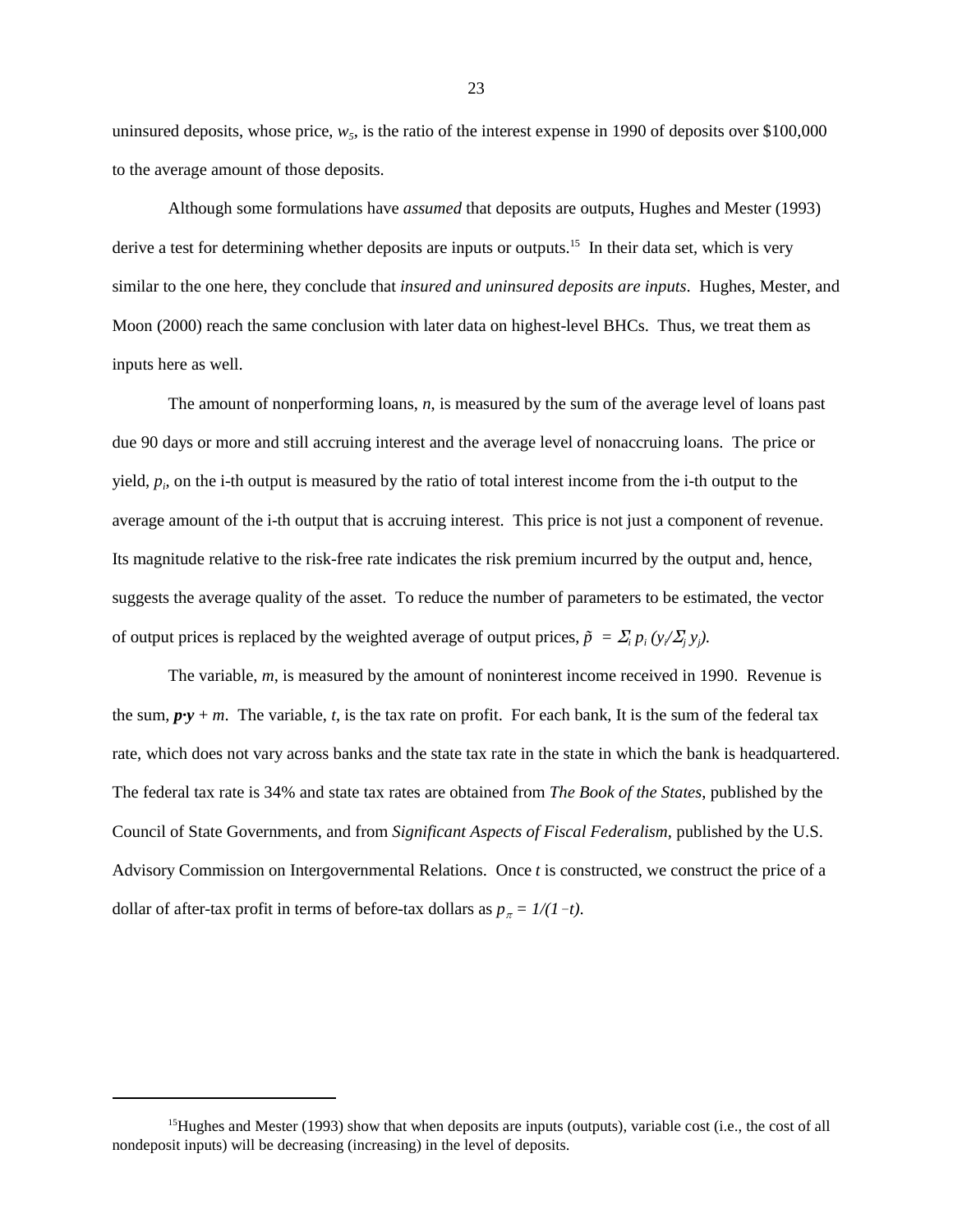uninsured deposits, whose price, $w_5$, is the ratio of the interest expense in 1990 of deposits over $100,000 to the average amount of those deposits.

Although some formulations have *assumed* that deposits are outputs, Hughes and Mester (1993) derive a test for determining whether deposits are inputs or outputs.[15] In their data set, which is very similar to the one here, they conclude that *insured and uninsured deposits are inputs*. Hughes, Mester, and Moon (2000) reach the same conclusion with later data on highest-level BHCs. Thus, we treat them as inputs here as well.

The amount of nonperforming loans, $n$, is measured by the sum of the average level of loans past due 90 days or more and still accruing interest and the average level of nonaccruing loans. The price or yield, $p_i$, on the i-th output is measured by the ratio of total interest income from the i-th output to the average amount of the i-th output that is accruing interest. This price is not just a component of revenue. Its magnitude relative to the risk-free rate indicates the risk premium incurred by the output and, hence, suggests the average quality of the asset. To reduce the number of parameters to be estimated, the vector of output prices is replaced by the weighted average of output prices, $\tilde{p} = \Sigma_i \, p_i \, (y_i / \Sigma_j \, y_j)$.

The variable, $m$, is measured by the amount of noninterest income received in 1990. Revenue is the sum, $\boldsymbol{p} \cdot \boldsymbol{y} + m$. The variable, $t$, is the tax rate on profit. For each bank, It is the sum of the federal tax rate, which does not vary across banks and the state tax rate in the state in which the bank is headquartered. The federal tax rate is 34% and state tax rates are obtained from *The Book of the States*, published by the Council of State Governments, and from *Significant Aspects of Fiscal Federalism*, published by the U.S. Advisory Commission on Intergovernmental Relations. Once $t$ is constructed, we construct the price of a dollar of after-tax profit in terms of before-tax dollars as $p_\pi = 1/(1-t)$.

[15] Hughes and Mester (1993) show that when deposits are inputs (outputs), variable cost (i.e., the cost of all nondeposit inputs) will be decreasing (increasing) in the level of deposits.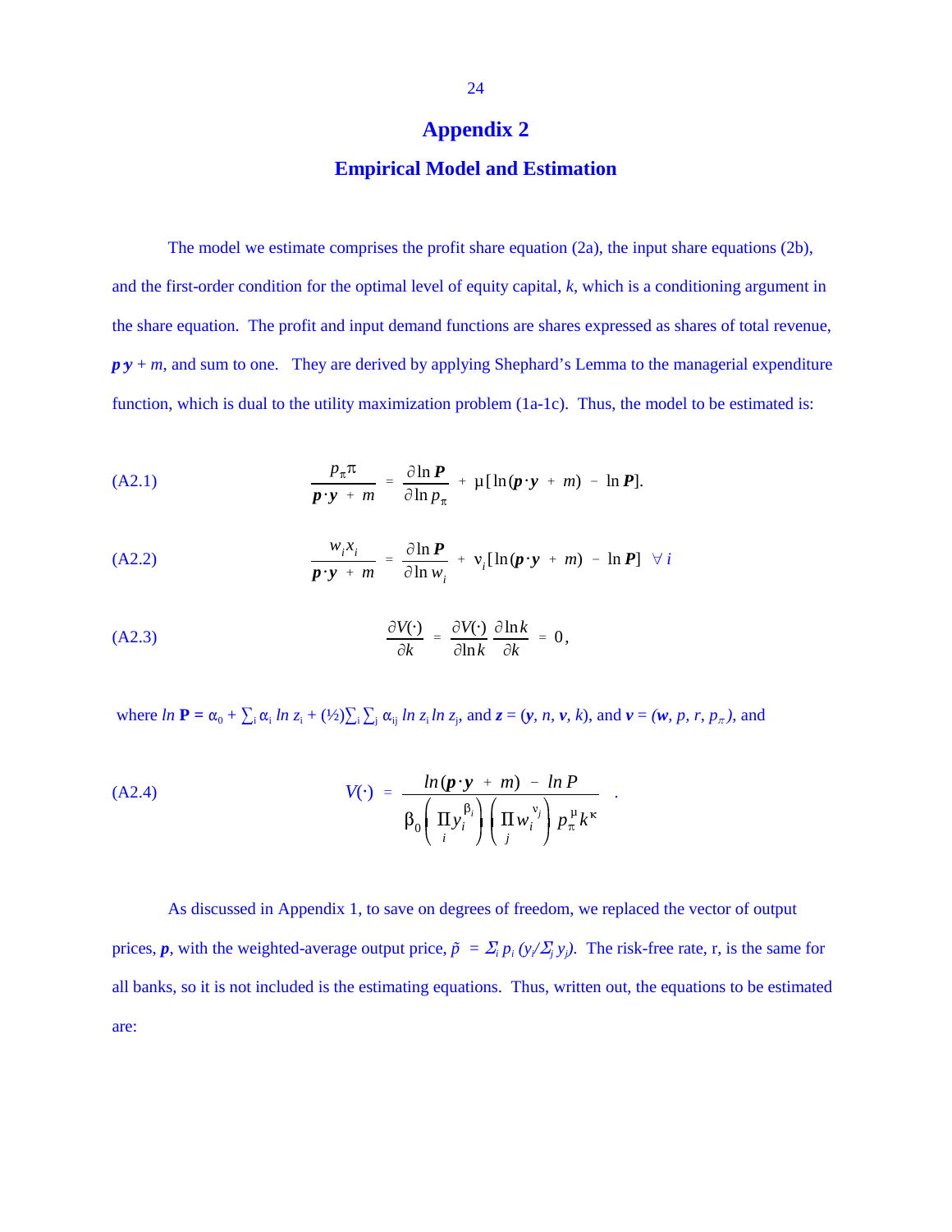# Appendix 2

## Empirical Model and Estimation

The model we estimate comprises the profit share equation (2a), the input share equations (2b), and the first-order condition for the optimal level of equity capital, $k$, which is a conditioning argument in the share equation. The profit and input demand functions are shares expressed as shares of total revenue, $\boldsymbol{p}\boldsymbol{y} + m$, and sum to one. They are derived by applying Shephard's Lemma to the managerial expenditure function, which is dual to the utility maximization problem (1a-1c). Thus, the model to be estimated is:

$$\text{(A2.1)} \qquad \frac{p_\pi \pi}{\boldsymbol{p}\cdot\boldsymbol{y} + m} = \frac{\partial \ln \boldsymbol{P}}{\partial \ln p_\pi} + \mu[\ln(\boldsymbol{p}\cdot\boldsymbol{y} + m) - \ln \boldsymbol{P}].$$

$$\text{(A2.2)} \qquad \frac{w_i x_i}{\boldsymbol{p}\cdot\boldsymbol{y} + m} = \frac{\partial \ln \boldsymbol{P}}{\partial \ln w_i} + \nu_i[\ln(\boldsymbol{p}\cdot\boldsymbol{y} + m) - \ln \boldsymbol{P}] \quad \forall\, i$$

$$\text{(A2.3)} \qquad \frac{\partial V(\cdot)}{\partial k} = \frac{\partial V(\cdot)}{\partial \ln k}\,\frac{\partial \ln k}{\partial k} = 0,$$

where $\ln \mathbf{P} = \alpha_0 + \sum_i \alpha_i \ln z_i + (½)\sum_i \sum_j \alpha_{ij} \ln z_i \ln z_j$, and $\boldsymbol{z} = (\boldsymbol{y}, n, \boldsymbol{v}, k)$, and $\boldsymbol{v} = (\boldsymbol{w}, p, r, p_\pi)$, and

$$\text{(A2.4)} \qquad V(\cdot) = \frac{\ln(\boldsymbol{p}\cdot\boldsymbol{y} + m) - \ln P}{\beta_0\left(\prod_i y_i^{\beta_i}\right)\left(\prod_j w_i^{\nu_j}\right) p_\pi^{\mu} k^{\kappa}} \quad .$$

As discussed in Appendix 1, to save on degrees of freedom, we replaced the vector of output prices, $\boldsymbol{p}$, with the weighted-average output price, $\tilde{p} = \Sigma_i\, p_i\, (y_i/\Sigma_j\, y_j)$. The risk-free rate, r, is the same for all banks, so it is not included is the estimating equations. Thus, written out, the equations to be estimated are: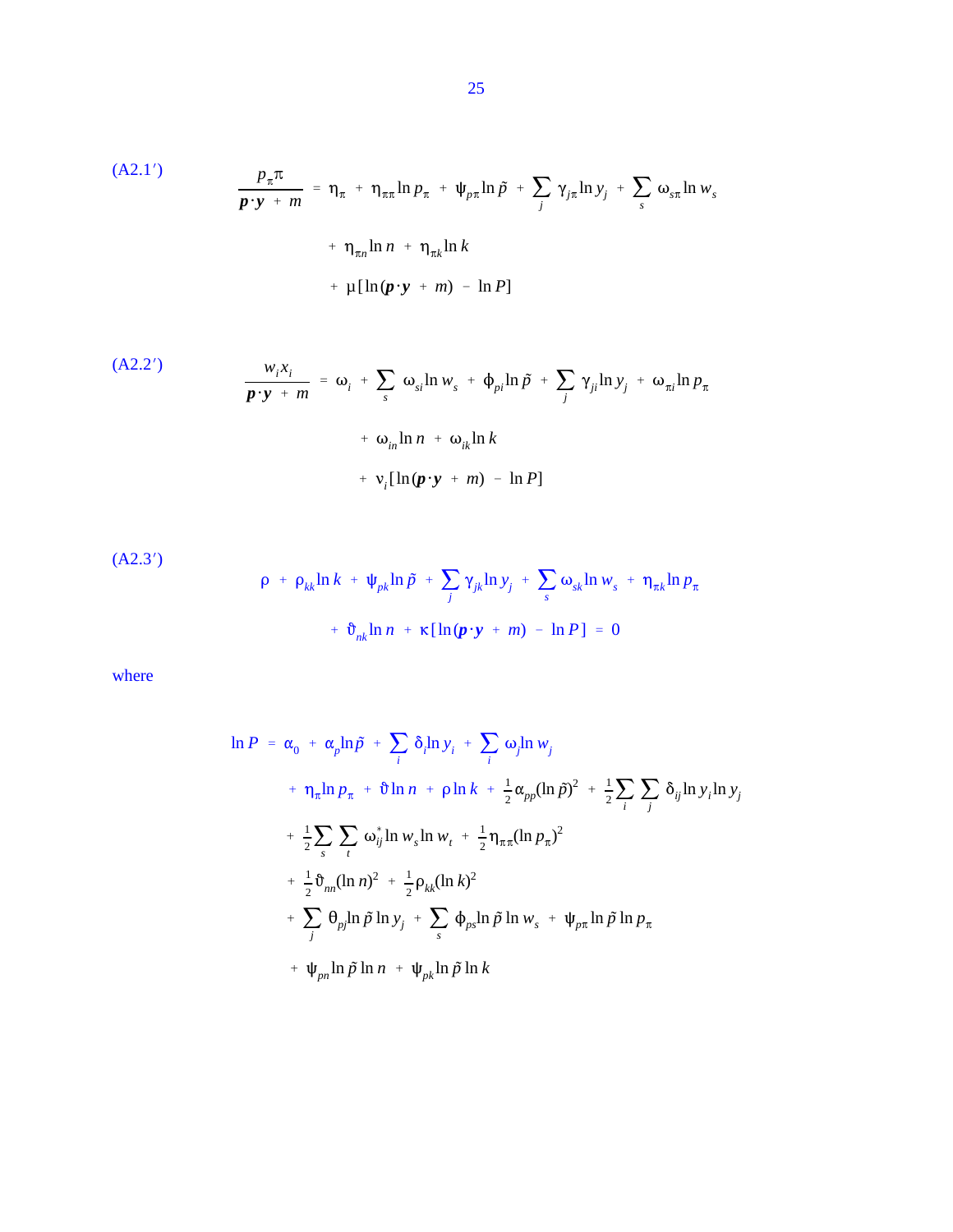(A2.1′)

$$\frac{p_\pi \pi}{\boldsymbol{p}\cdot\boldsymbol{y} + m} = \eta_\pi + \eta_{\pi\pi} \ln p_\pi + \psi_{p\pi} \ln \tilde{p} + \sum_j \gamma_{j\pi} \ln y_j + \sum_s \omega_{s\pi} \ln w_s$$

$$+ \eta_{\pi n} \ln n + \eta_{\pi k} \ln k$$

$$+ \mu [\ln(\boldsymbol{p}\cdot\boldsymbol{y} + m) - \ln P]$$

(A2.2′)

$$\frac{w_i x_i}{\boldsymbol{p}\cdot\boldsymbol{y} + m} = \omega_i + \sum_s \omega_{si} \ln w_s + \phi_{pi} \ln \tilde{p} + \sum_j \gamma_{ji} \ln y_j + \omega_{\pi i} \ln p_\pi$$

$$+ \omega_{in} \ln n + \omega_{ik} \ln k$$

$$+ \nu_i [\ln(\boldsymbol{p}\cdot\boldsymbol{y} + m) - \ln P]$$

(A2.3′)

$$\rho + \rho_{kk} \ln k + \psi_{pk} \ln \tilde{p} + \sum_j \gamma_{jk} \ln y_j + \sum_s \omega_{sk} \ln w_s + \eta_{\pi k} \ln p_\pi$$

$$+ \vartheta_{nk} \ln n + \kappa [\ln(\boldsymbol{p}\cdot\boldsymbol{y} + m) - \ln P] = 0$$

where

$$\ln P = \alpha_0 + \alpha_p \ln \tilde{p} + \sum_i \delta_i \ln y_i + \sum_i \omega_j \ln w_j$$

$$+ \eta_\pi \ln p_\pi + \vartheta \ln n + \rho \ln k + \tfrac{1}{2} \alpha_{pp} (\ln \tilde{p})^2 + \tfrac{1}{2} \sum_i \sum_j \delta_{ij} \ln y_i \ln y_j$$

$$+ \tfrac{1}{2} \sum_s \sum_t \omega^*_{ij} \ln w_s \ln w_t + \tfrac{1}{2} \eta_{\pi\pi} (\ln p_\pi)^2$$

$$+ \tfrac{1}{2} \vartheta_{nn} (\ln n)^2 + \tfrac{1}{2} \rho_{kk} (\ln k)^2$$

$$+ \sum_j \theta_{pj} \ln \tilde{p} \ln y_j + \sum_s \phi_{ps} \ln \tilde{p} \ln w_s + \psi_{p\pi} \ln \tilde{p} \ln p_\pi$$

$$+ \psi_{pn} \ln \tilde{p} \ln n + \psi_{pk} \ln \tilde{p} \ln k$$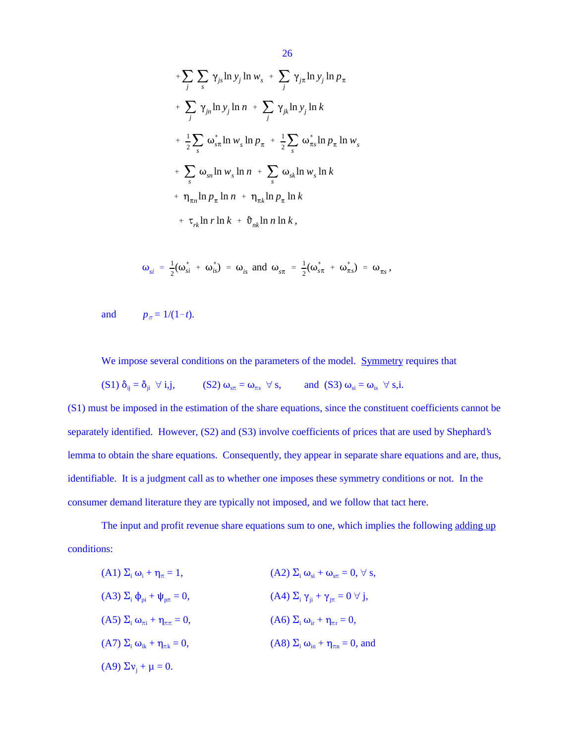$$
\begin{aligned}
&+\sum_j \sum_s \gamma_{js} \ln y_j \ln w_s \;+\; \sum_j \gamma_{j\pi} \ln y_j \ln p_\pi \\
&+\; \sum_j \gamma_{jn} \ln y_j \ln n \;+\; \sum_j \gamma_{jk} \ln y_j \ln k \\
&+\; \tfrac{1}{2}\sum_s \omega^*_{s\pi} \ln w_s \ln p_\pi \;+\; \tfrac{1}{2}\sum_s \omega^*_{\pi s} \ln p_\pi \ln w_s \\
&+\; \sum_s \omega_{sn} \ln w_s \ln n \;+\; \sum_s \omega_{sk} \ln w_s \ln k \\
&+\; \eta_{\pi n} \ln p_\pi \ln n \;+\; \eta_{\pi k} \ln p_\pi \ln k \\
&+\; \tau_{rk} \ln r \ln k \;+\; \vartheta_{nk} \ln n \ln k ,
\end{aligned}
$$

$$
\omega_{si} = \tfrac{1}{2}(\omega^*_{si} + \omega^*_{is}) = \omega_{is} \text{ and } \omega_{s\pi} = \tfrac{1}{2}(\omega^*_{s\pi} + \omega^*_{\pi s}) = \omega_{\pi s},
$$

and $\quad p_\pi = 1/(1-t)$.

We impose several conditions on the parameters of the model. Symmetry requires that

(S1) $\delta_{ij} = \delta_{ji} \;\; \forall$ i,j, $\quad$ (S2) $\omega_{s\pi} = \omega_{\pi s} \;\; \forall$ s, $\quad$ and (S3) $\omega_{si} = \omega_{is} \;\; \forall$ s,i.

(S1) must be imposed in the estimation of the share equations, since the constituent coefficients cannot be separately identified. However, (S2) and (S3) involve coefficients of prices that are used by Shephard's lemma to obtain the share equations. Consequently, they appear in separate share equations and are, thus, identifiable. It is a judgment call as to whether one imposes these symmetry conditions or not. In the consumer demand literature they are typically not imposed, and we follow that tact here.

The input and profit revenue share equations sum to one, which implies the following adding up conditions:

(A1) $\Sigma_i\, \omega_i + \eta_\pi = 1$, $\quad$ (A2) $\Sigma_i\, \omega_{si} + \omega_{s\pi} = 0, \; \forall$ s,

(A3) $\Sigma_i\, \phi_{pi} + \psi_{p\pi} = 0$, $\quad$ (A4) $\Sigma_i\, \gamma_{ji} + \gamma_{j\pi} = 0 \; \forall$ j,

(A5) $\Sigma_i\, \omega_{\pi i} + \eta_{\pi\pi} = 0$, $\quad$ (A6) $\Sigma_i\, \omega_{ir} + \eta_{\pi r} = 0$,

(A7) $\Sigma_i\, \omega_{ik} + \eta_{\pi k} = 0$, $\quad$ (A8) $\Sigma_i\, \omega_{in} + \eta_{\pi n} = 0$, and

(A9) $\Sigma \nu_j + \mu = 0$.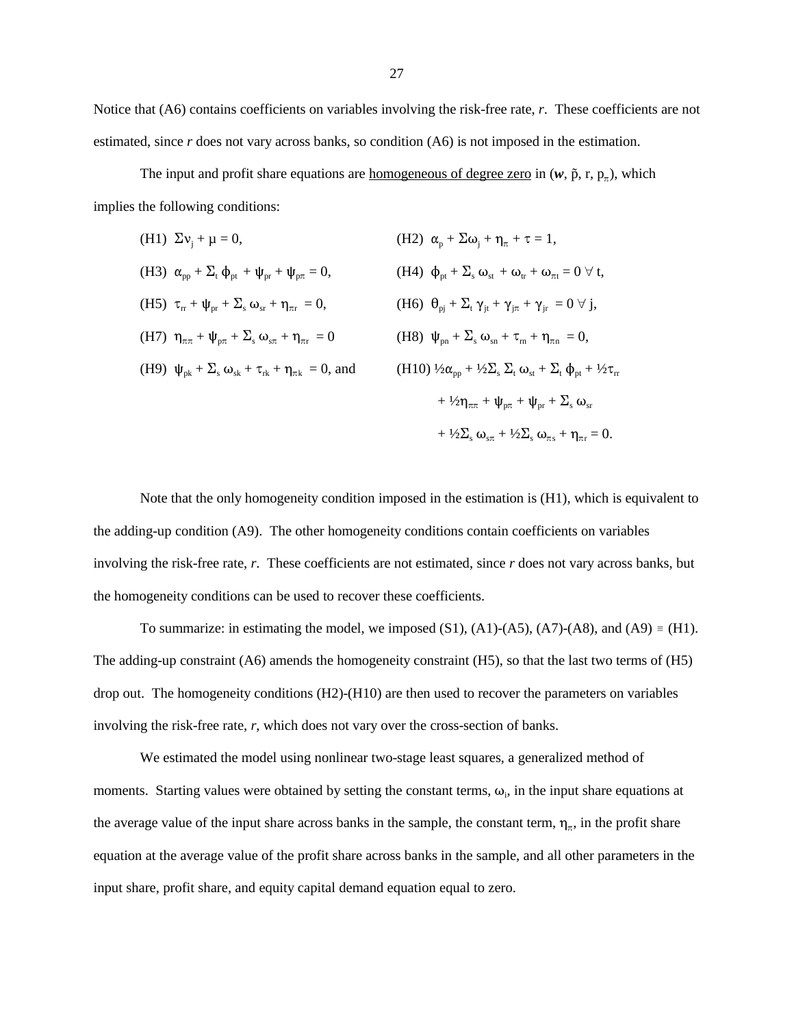Notice that (A6) contains coefficients on variables involving the risk-free rate, *r*. These coefficients are not estimated, since *r* does not vary across banks, so condition (A6) is not imposed in the estimation.

The input and profit share equations are homogeneous of degree zero in ($\boldsymbol{w}$, $\tilde{p}$, r, $p_\pi$), which implies the following conditions:

(H1) $\Sigma \nu_j + \mu = 0$,

(H2) $\alpha_p + \Sigma \omega_j + \eta_\pi + \tau = 1$,

(H3) $\alpha_{pp} + \Sigma_t \phi_{pt} + \psi_{pr} + \psi_{p\pi} = 0$,

(H4) $\phi_{pt} + \Sigma_s \omega_{st} + \omega_{tr} + \omega_{\pi t} = 0 \; \forall \; t$,

(H5) $\tau_{rr} + \psi_{pr} + \Sigma_s \omega_{sr} + \eta_{\pi r} = 0$,

(H6) $\theta_{pj} + \Sigma_t \gamma_{jt} + \gamma_{j\pi} + \gamma_{jr} = 0 \; \forall \; j$,

(H7) $\eta_{\pi\pi} + \psi_{p\pi} + \Sigma_s \omega_{s\pi} + \eta_{\pi r} = 0$

(H8) $\psi_{pn} + \Sigma_s \omega_{sn} + \tau_{rn} + \eta_{\pi n} = 0$,

(H9) $\psi_{pk} + \Sigma_s \omega_{sk} + \tau_{rk} + \eta_{\pi k} = 0$, and

(H10) $\frac{1}{2}\alpha_{pp} + \frac{1}{2}\Sigma_s \Sigma_t \omega_{st} + \Sigma_t \phi_{pt} + \frac{1}{2}\tau_{rr} + \frac{1}{2}\eta_{\pi\pi} + \psi_{p\pi} + \psi_{pr} + \Sigma_s \omega_{sr} + \frac{1}{2}\Sigma_s \omega_{s\pi} + \frac{1}{2}\Sigma_s \omega_{\pi s} + \eta_{\pi r} = 0$.

Note that the only homogeneity condition imposed in the estimation is (H1), which is equivalent to the adding-up condition (A9). The other homogeneity conditions contain coefficients on variables involving the risk-free rate, *r*. These coefficients are not estimated, since *r* does not vary across banks, but the homogeneity conditions can be used to recover these coefficients.

To summarize: in estimating the model, we imposed (S1), (A1)-(A5), (A7)-(A8), and (A9) ≡ (H1). The adding-up constraint (A6) amends the homogeneity constraint (H5), so that the last two terms of (H5) drop out. The homogeneity conditions (H2)-(H10) are then used to recover the parameters on variables involving the risk-free rate, *r*, which does not vary over the cross-section of banks.

We estimated the model using nonlinear two-stage least squares, a generalized method of moments. Starting values were obtained by setting the constant terms, $\omega_i$, in the input share equations at the average value of the input share across banks in the sample, the constant term, $\eta_\pi$, in the profit share equation at the average value of the profit share across banks in the sample, and all other parameters in the input share, profit share, and equity capital demand equation equal to zero.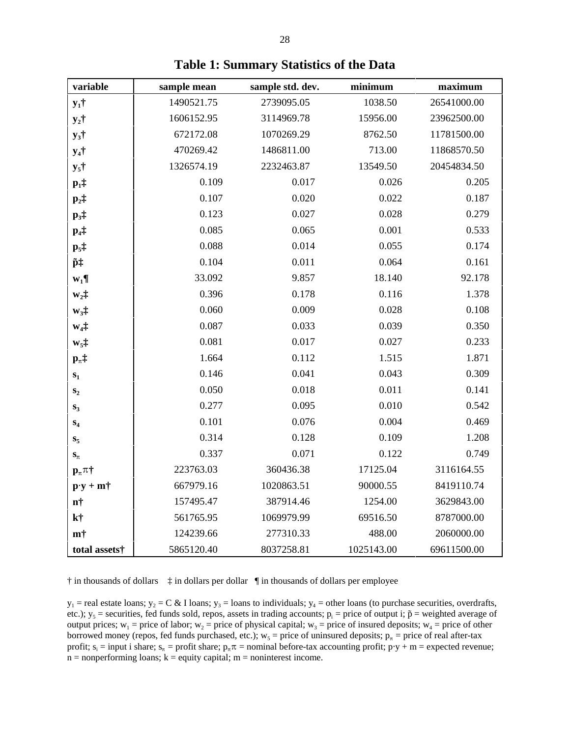# Table 1: Summary Statistics of the Data

| variable | sample mean | sample std. dev. | minimum | maximum |
|---|---|---|---|---|
| **$y_1$†** | 1490521.75 | 2739095.05 | 1038.50 | 26541000.00 |
| **$y_2$†** | 1606152.95 | 3114969.78 | 15956.00 | 23962500.00 |
| **$y_3$†** | 672172.08 | 1070269.29 | 8762.50 | 11781500.00 |
| **$y_4$†** | 470269.42 | 1486811.00 | 713.00 | 11868570.50 |
| **$y_5$†** | 1326574.19 | 2232463.87 | 13549.50 | 20454834.50 |
| **$p_1$‡** | 0.109 | 0.017 | 0.026 | 0.205 |
| **$p_2$‡** | 0.107 | 0.020 | 0.022 | 0.187 |
| **$p_3$‡** | 0.123 | 0.027 | 0.028 | 0.279 |
| **$p_4$‡** | 0.085 | 0.065 | 0.001 | 0.533 |
| **$p_5$‡** | 0.088 | 0.014 | 0.055 | 0.174 |
| **$\tilde{p}$‡** | 0.104 | 0.011 | 0.064 | 0.161 |
| **$w_1$¶** | 33.092 | 9.857 | 18.140 | 92.178 |
| **$w_2$‡** | 0.396 | 0.178 | 0.116 | 1.378 |
| **$w_3$‡** | 0.060 | 0.009 | 0.028 | 0.108 |
| **$w_4$‡** | 0.087 | 0.033 | 0.039 | 0.350 |
| **$w_5$‡** | 0.081 | 0.017 | 0.027 | 0.233 |
| **$p_\pi$‡** | 1.664 | 0.112 | 1.515 | 1.871 |
| **$s_1$** | 0.146 | 0.041 | 0.043 | 0.309 |
| **$s_2$** | 0.050 | 0.018 | 0.011 | 0.141 |
| **$s_3$** | 0.277 | 0.095 | 0.010 | 0.542 |
| **$s_4$** | 0.101 | 0.076 | 0.004 | 0.469 |
| **$s_5$** | 0.314 | 0.128 | 0.109 | 1.208 |
| **$s_\pi$** | 0.337 | 0.071 | 0.122 | 0.749 |
| **$p_\pi \pi$†** | 223763.03 | 360436.38 | 17125.04 | 3116164.55 |
| **$p \cdot y + m$†** | 667979.16 | 1020863.51 | 90000.55 | 8419110.74 |
| **n†** | 157495.47 | 387914.46 | 1254.00 | 3629843.00 |
| **k†** | 561765.95 | 1069979.99 | 69516.50 | 8787000.00 |
| **m†** | 124239.66 | 277310.33 | 488.00 | 2060000.00 |
| **total assets†** | 5865120.40 | 8037258.81 | 1025143.00 | 69611500.00 |

† in thousands of dollars ‡ in dollars per dollar ¶ in thousands of dollars per employee

$y_1$ = real estate loans; $y_2$ = C & I loans; $y_3$ = loans to individuals; $y_4$ = other loans (to purchase securities, overdrafts, etc.); $y_5$ = securities, fed funds sold, repos, assets in trading accounts; $p_i$ = price of output i; $\tilde{p}$ = weighted average of output prices; $w_1$ = price of labor; $w_2$ = price of physical capital; $w_3$ = price of insured deposits; $w_4$ = price of other borrowed money (repos, fed funds purchased, etc.); $w_5$ = price of uninsured deposits; $p_\pi$ = price of real after-tax profit; $s_i$ = input i share; $s_\pi$ = profit share; $p_\pi \pi$ = nominal before-tax accounting profit; $p \cdot y + m$ = expected revenue; n = nonperforming loans; k = equity capital; m = noninterest income.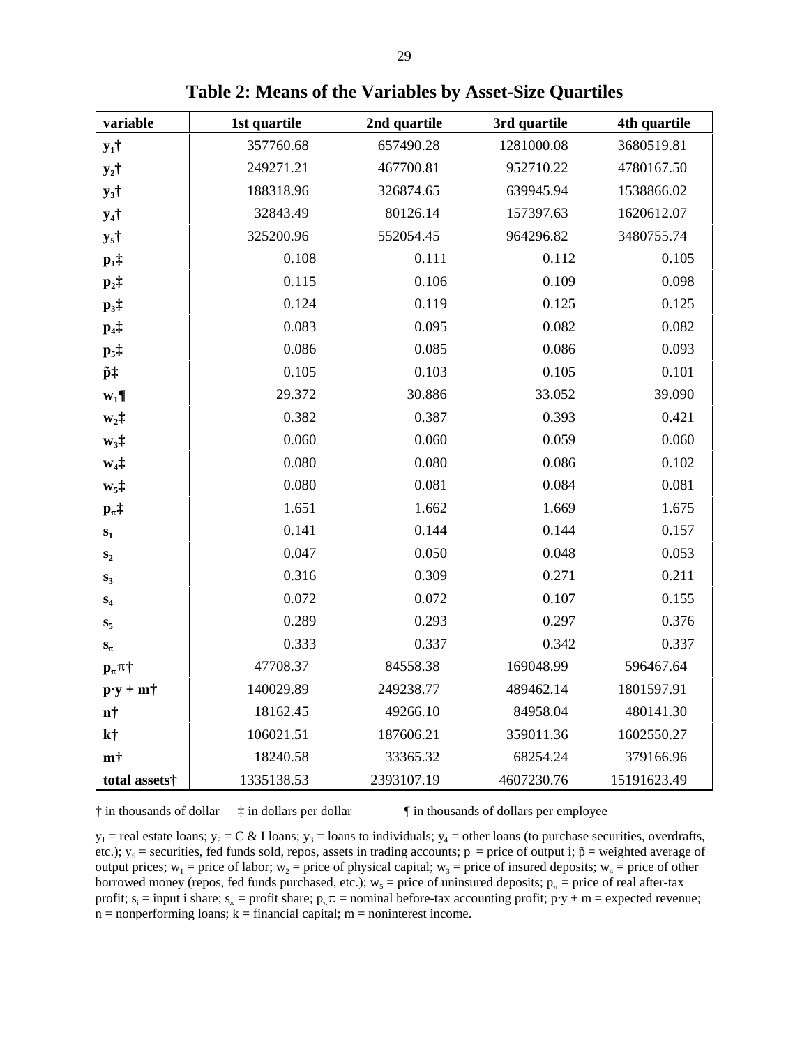# Table 2: Means of the Variables by Asset-Size Quartiles

| variable | 1st quartile | 2nd quartile | 3rd quartile | 4th quartile |
|---|---|---|---|---|
| $y_1$† | 357760.68 | 657490.28 | 1281000.08 | 3680519.81 |
| $y_2$† | 249271.21 | 467700.81 | 952710.22 | 4780167.50 |
| $y_3$† | 188318.96 | 326874.65 | 639945.94 | 1538866.02 |
| $y_4$† | 32843.49 | 80126.14 | 157397.63 | 1620612.07 |
| $y_5$† | 325200.96 | 552054.45 | 964296.82 | 3480755.74 |
| $p_1$‡ | 0.108 | 0.111 | 0.112 | 0.105 |
| $p_2$‡ | 0.115 | 0.106 | 0.109 | 0.098 |
| $p_3$‡ | 0.124 | 0.119 | 0.125 | 0.125 |
| $p_4$‡ | 0.083 | 0.095 | 0.082 | 0.082 |
| $p_5$‡ | 0.086 | 0.085 | 0.086 | 0.093 |
| $\tilde{p}$‡ | 0.105 | 0.103 | 0.105 | 0.101 |
| $w_1$¶ | 29.372 | 30.886 | 33.052 | 39.090 |
| $w_2$‡ | 0.382 | 0.387 | 0.393 | 0.421 |
| $w_3$‡ | 0.060 | 0.060 | 0.059 | 0.060 |
| $w_4$‡ | 0.080 | 0.080 | 0.086 | 0.102 |
| $w_5$‡ | 0.080 | 0.081 | 0.084 | 0.081 |
| $p_\pi$‡ | 1.651 | 1.662 | 1.669 | 1.675 |
| $s_1$ | 0.141 | 0.144 | 0.144 | 0.157 |
| $s_2$ | 0.047 | 0.050 | 0.048 | 0.053 |
| $s_3$ | 0.316 | 0.309 | 0.271 | 0.211 |
| $s_4$ | 0.072 | 0.072 | 0.107 | 0.155 |
| $s_5$ | 0.289 | 0.293 | 0.297 | 0.376 |
| $s_\pi$ | 0.333 | 0.337 | 0.342 | 0.337 |
| $p_\pi \pi$† | 47708.37 | 84558.38 | 169048.99 | 596467.64 |
| $p \cdot y + m$† | 140029.89 | 249238.77 | 489462.14 | 1801597.91 |
| $n$† | 18162.45 | 49266.10 | 84958.04 | 480141.30 |
| $k$† | 106021.51 | 187606.21 | 359011.36 | 1602550.27 |
| $m$† | 18240.58 | 33365.32 | 68254.24 | 379166.96 |
| total assets† | 1335138.53 | 2393107.19 | 4607230.76 | 15191623.49 |

† in thousands of dollar    ‡ in dollars per dollar    ¶ in thousands of dollars per employee

$y_1$ = real estate loans; $y_2$ = C & I loans; $y_3$ = loans to individuals; $y_4$ = other loans (to purchase securities, overdrafts, etc.); $y_5$ = securities, fed funds sold, repos, assets in trading accounts; $p_i$ = price of output i; $\tilde{p}$ = weighted average of output prices; $w_1$ = price of labor; $w_2$ = price of physical capital; $w_3$ = price of insured deposits; $w_4$ = price of other borrowed money (repos, fed funds purchased, etc.); $w_5$ = price of uninsured deposits; $p_\pi$ = price of real after-tax profit; $s_i$ = input i share; $s_\pi$ = profit share; $p_\pi \pi$ = nominal before-tax accounting profit; $p \cdot y + m$ = expected revenue; $n$ = nonperforming loans; $k$ = financial capital; $m$ = noninterest income.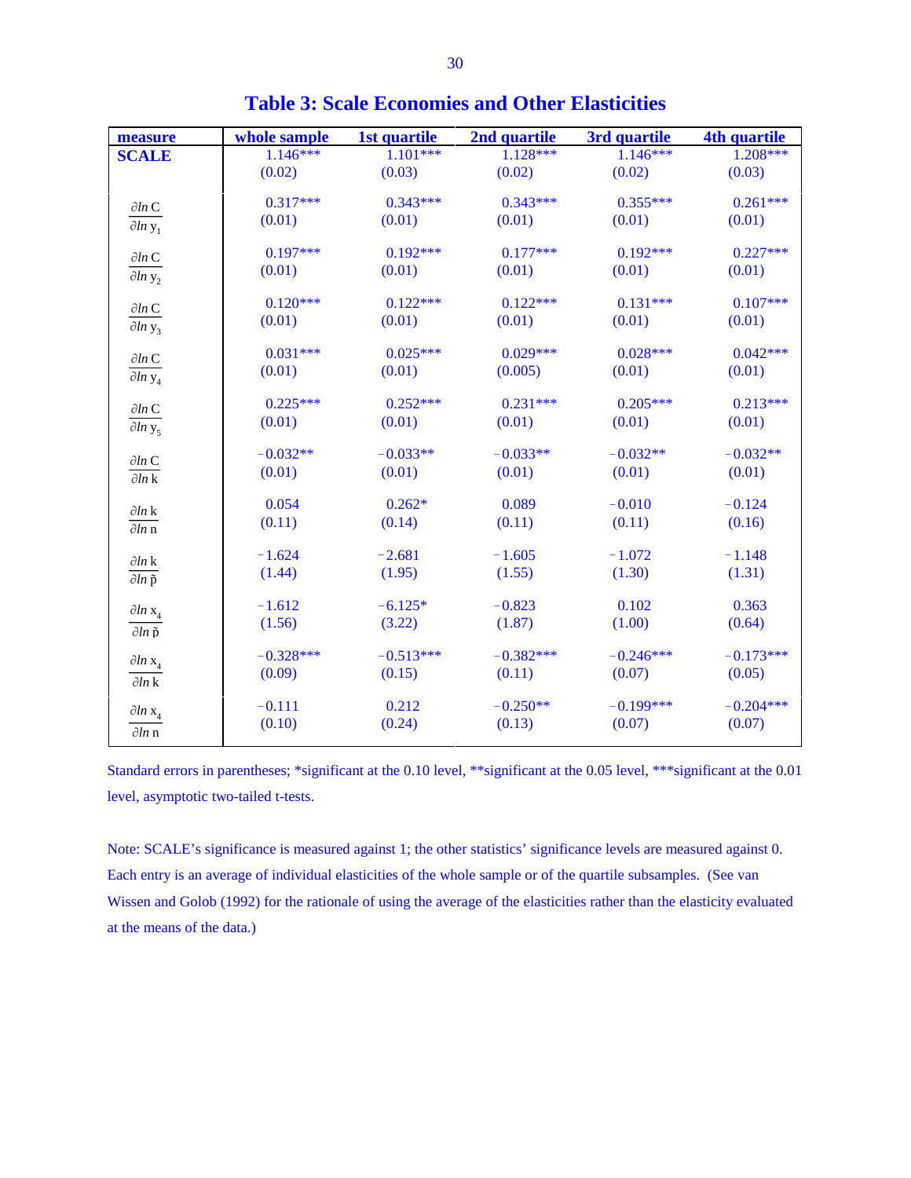# Table 3: Scale Economies and Other Elasticities

| measure | whole sample | 1st quartile | 2nd quartile | 3rd quartile | 4th quartile |
|---|---|---|---|---|---|
| **SCALE** | 1.146*** | 1.101*** | 1.128*** | 1.146*** | 1.208*** |
| | (0.02) | (0.03) | (0.02) | (0.02) | (0.03) |
| $\frac{\partial \ln C}{\partial \ln y_1}$ | 0.317*** | 0.343*** | 0.343*** | 0.355*** | 0.261*** |
| | (0.01) | (0.01) | (0.01) | (0.01) | (0.01) |
| $\frac{\partial \ln C}{\partial \ln y_2}$ | 0.197*** | 0.192*** | 0.177*** | 0.192*** | 0.227*** |
| | (0.01) | (0.01) | (0.01) | (0.01) | (0.01) |
| $\frac{\partial \ln C}{\partial \ln y_3}$ | 0.120*** | 0.122*** | 0.122*** | 0.131*** | 0.107*** |
| | (0.01) | (0.01) | (0.01) | (0.01) | (0.01) |
| $\frac{\partial \ln C}{\partial \ln y_4}$ | 0.031*** | 0.025*** | 0.029*** | 0.028*** | 0.042*** |
| | (0.01) | (0.01) | (0.005) | (0.01) | (0.01) |
| $\frac{\partial \ln C}{\partial \ln y_5}$ | 0.225*** | 0.252*** | 0.231*** | 0.205*** | 0.213*** |
| | (0.01) | (0.01) | (0.01) | (0.01) | (0.01) |
| $\frac{\partial \ln C}{\partial \ln k}$ | −0.032** | −0.033** | −0.033** | −0.032** | −0.032** |
| | (0.01) | (0.01) | (0.01) | (0.01) | (0.01) |
| $\frac{\partial \ln k}{\partial \ln n}$ | 0.054 | 0.262* | 0.089 | −0.010 | −0.124 |
| | (0.11) | (0.14) | (0.11) | (0.11) | (0.16) |
| $\frac{\partial \ln k}{\partial \ln \tilde{p}}$ | −1.624 | −2.681 | −1.605 | −1.072 | −1.148 |
| | (1.44) | (1.95) | (1.55) | (1.30) | (1.31) |
| $\frac{\partial \ln x_4}{\partial \ln \tilde{p}}$ | −1.612 | −6.125* | −0.823 | 0.102 | 0.363 |
| | (1.56) | (3.22) | (1.87) | (1.00) | (0.64) |
| $\frac{\partial \ln x_4}{\partial \ln k}$ | −0.328*** | −0.513*** | −0.382*** | −0.246*** | −0.173*** |
| | (0.09) | (0.15) | (0.11) | (0.07) | (0.05) |
| $\frac{\partial \ln x_4}{\partial \ln n}$ | −0.111 | 0.212 | −0.250** | −0.199*** | −0.204*** |
| | (0.10) | (0.24) | (0.13) | (0.07) | (0.07) |

Standard errors in parentheses; *significant at the 0.10 level, **significant at the 0.05 level, ***significant at the 0.01 level, asymptotic two-tailed t-tests.

Note: SCALE's significance is measured against 1; the other statistics' significance levels are measured against 0. Each entry is an average of individual elasticities of the whole sample or of the quartile subsamples. (See van Wissen and Golob (1992) for the rationale of using the average of the elasticities rather than the elasticity evaluated at the means of the data.)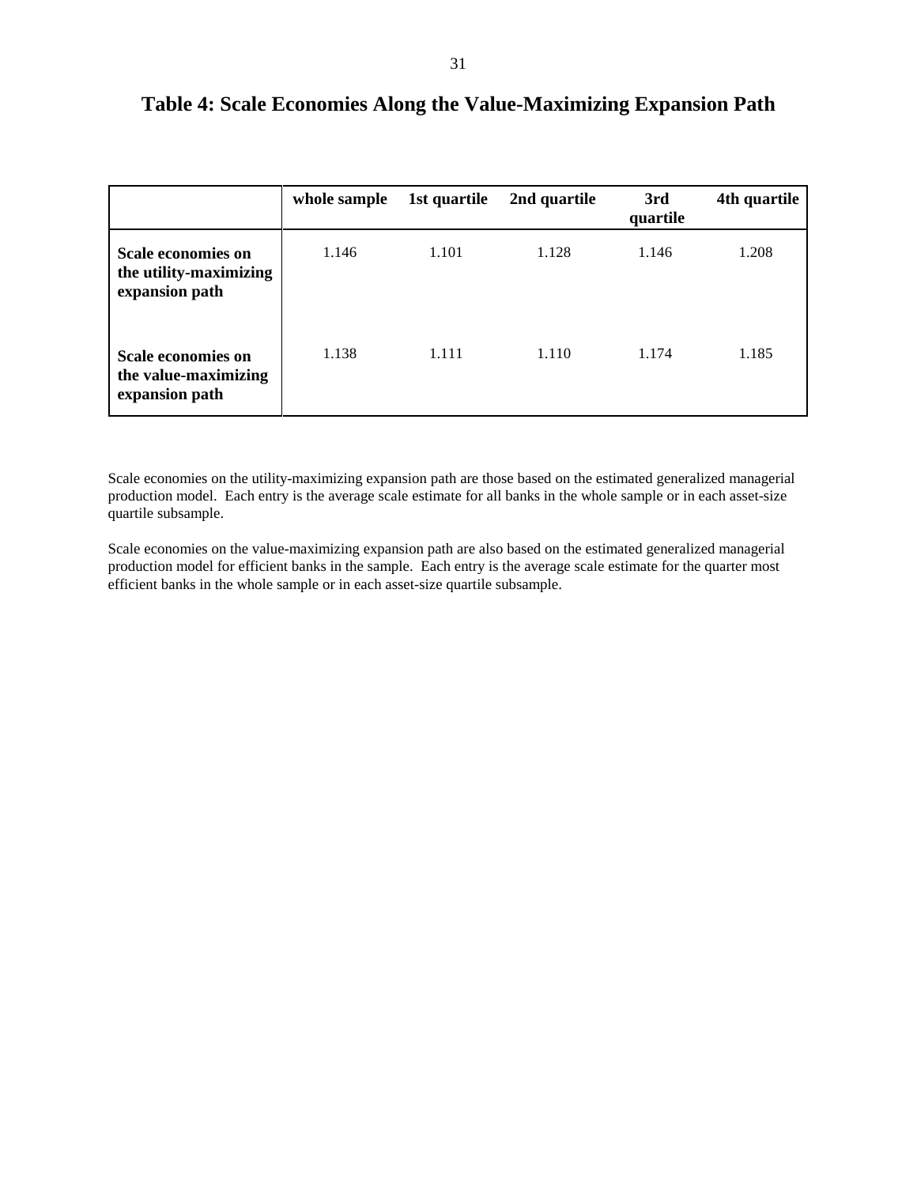# Table 4: Scale Economies Along the Value-Maximizing Expansion Path

| | whole sample | 1st quartile | 2nd quartile | 3rd quartile | 4th quartile |
|---|---|---|---|---|---|
| **Scale economies on the utility-maximizing expansion path** | 1.146 | 1.101 | 1.128 | 1.146 | 1.208 |
| **Scale economies on the value-maximizing expansion path** | 1.138 | 1.111 | 1.110 | 1.174 | 1.185 |

Scale economies on the utility-maximizing expansion path are those based on the estimated generalized managerial production model. Each entry is the average scale estimate for all banks in the whole sample or in each asset-size quartile subsample.

Scale economies on the value-maximizing expansion path are also based on the estimated generalized managerial production model for efficient banks in the sample. Each entry is the average scale estimate for the quarter most efficient banks in the whole sample or in each asset-size quartile subsample.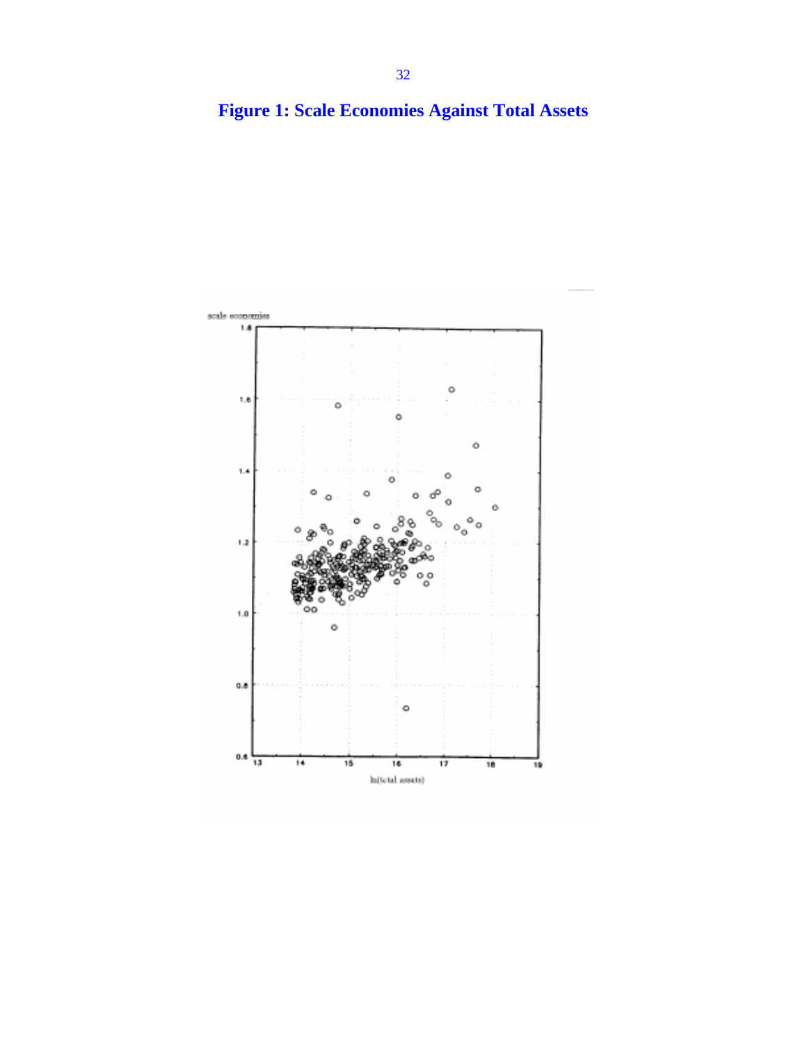# Figure 1: Scale Economies Against Total Assets

scale economies

1.8

1.6

1.4

1.2

1.0

0.8

0.6

13 14 15 16 17 18 19

ln(total assets)